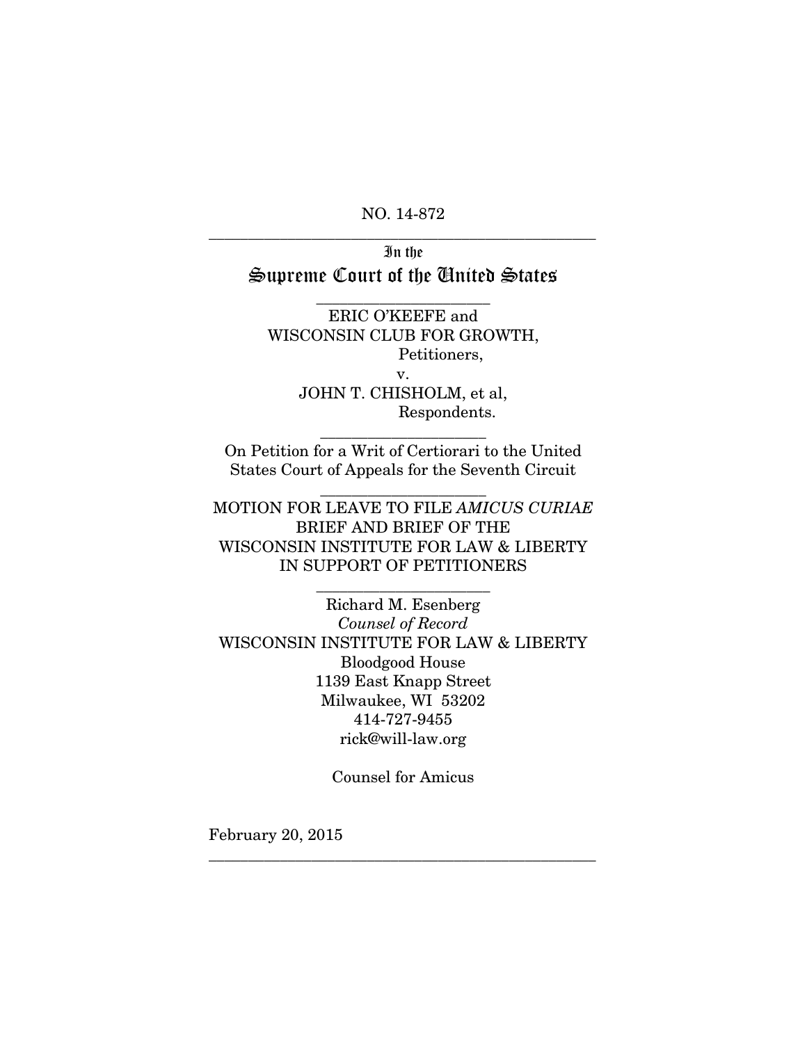NO. 14-872

---

In the

# Supreme Court of the United States

---

ERIC O'KEEFE and
WISCONSIN CLUB FOR GROWTH,
Petitioners,

v.

JOHN T. CHISHOLM, et al,
Respondents.

---

On Petition for a Writ of Certiorari to the United States Court of Appeals for the Seventh Circuit

---

MOTION FOR LEAVE TO FILE *AMICUS CURIAE* BRIEF AND BRIEF OF THE WISCONSIN INSTITUTE FOR LAW & LIBERTY IN SUPPORT OF PETITIONERS

---

Richard M. Esenberg
*Counsel of Record*
WISCONSIN INSTITUTE FOR LAW & LIBERTY
Bloodgood House
1139 East Knapp Street
Milwaukee, WI 53202
414-727-9455
rick@will-law.org

Counsel for Amicus

February 20, 2015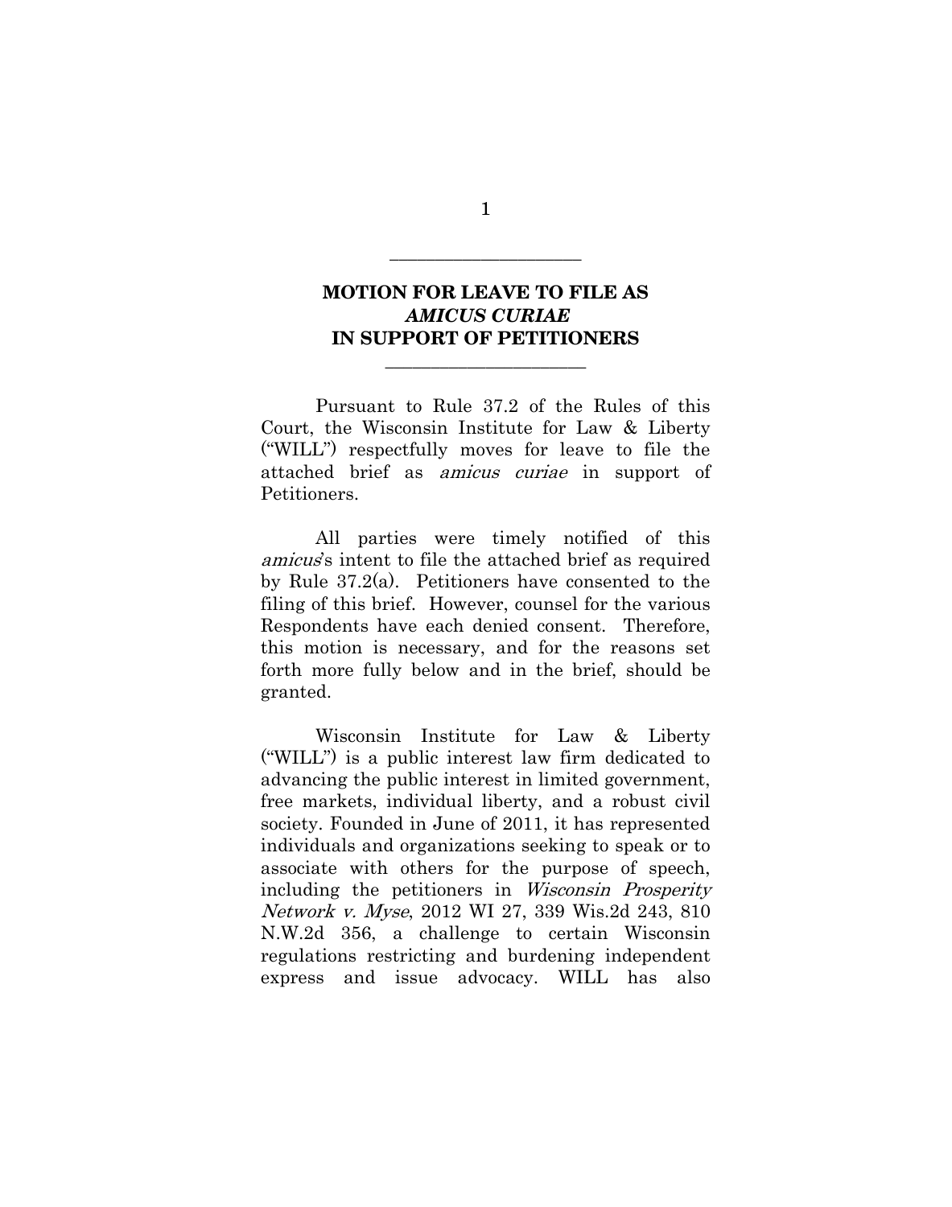## MOTION FOR LEAVE TO FILE AS *AMICUS CURIAE* IN SUPPORT OF PETITIONERS

Pursuant to Rule 37.2 of the Rules of this Court, the Wisconsin Institute for Law & Liberty ("WILL") respectfully moves for leave to file the attached brief as *amicus curiae* in support of Petitioners.

All parties were timely notified of this *amicus*'s intent to file the attached brief as required by Rule 37.2(a). Petitioners have consented to the filing of this brief. However, counsel for the various Respondents have each denied consent. Therefore, this motion is necessary, and for the reasons set forth more fully below and in the brief, should be granted.

Wisconsin Institute for Law & Liberty ("WILL") is a public interest law firm dedicated to advancing the public interest in limited government, free markets, individual liberty, and a robust civil society. Founded in June of 2011, it has represented individuals and organizations seeking to speak or to associate with others for the purpose of speech, including the petitioners in *Wisconsin Prosperity Network v. Myse*, 2012 WI 27, 339 Wis.2d 243, 810 N.W.2d 356, a challenge to certain Wisconsin regulations restricting and burdening independent express and issue advocacy. WILL has also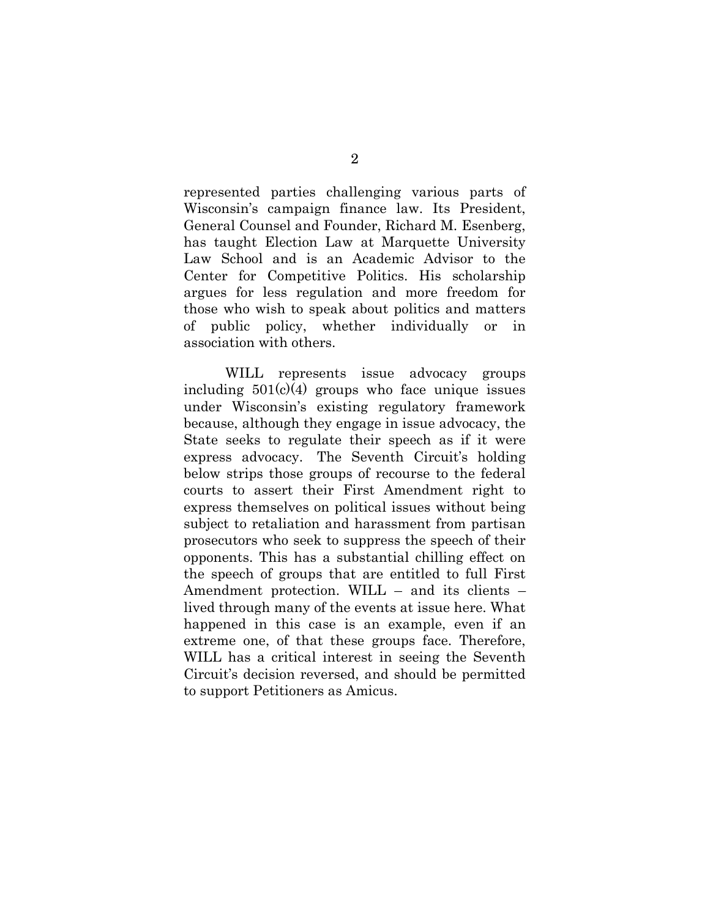represented parties challenging various parts of Wisconsin's campaign finance law. Its President, General Counsel and Founder, Richard M. Esenberg, has taught Election Law at Marquette University Law School and is an Academic Advisor to the Center for Competitive Politics. His scholarship argues for less regulation and more freedom for those who wish to speak about politics and matters of public policy, whether individually or in association with others.

WILL represents issue advocacy groups including 501(c)(4) groups who face unique issues under Wisconsin's existing regulatory framework because, although they engage in issue advocacy, the State seeks to regulate their speech as if it were express advocacy. The Seventh Circuit's holding below strips those groups of recourse to the federal courts to assert their First Amendment right to express themselves on political issues without being subject to retaliation and harassment from partisan prosecutors who seek to suppress the speech of their opponents. This has a substantial chilling effect on the speech of groups that are entitled to full First Amendment protection. WILL – and its clients – lived through many of the events at issue here. What happened in this case is an example, even if an extreme one, of that these groups face. Therefore, WILL has a critical interest in seeing the Seventh Circuit's decision reversed, and should be permitted to support Petitioners as Amicus.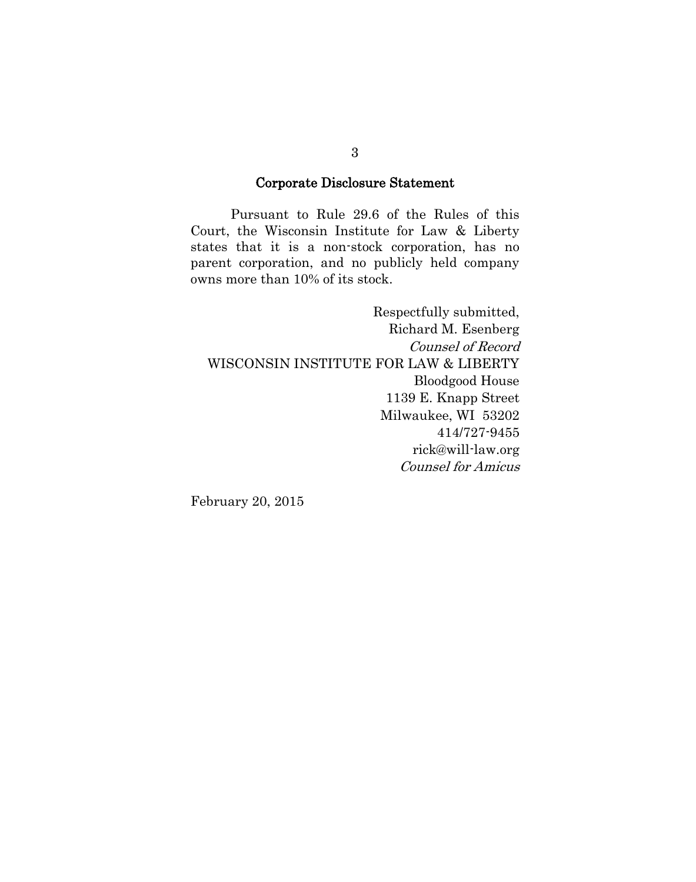## Corporate Disclosure Statement

Pursuant to Rule 29.6 of the Rules of this Court, the Wisconsin Institute for Law & Liberty states that it is a non-stock corporation, has no parent corporation, and no publicly held company owns more than 10% of its stock.

Respectfully submitted,
Richard M. Esenberg
*Counsel of Record*
WISCONSIN INSTITUTE FOR LAW & LIBERTY
Bloodgood House
1139 E. Knapp Street
Milwaukee, WI 53202
414/727-9455
rick@will-law.org
*Counsel for Amicus*

February 20, 2015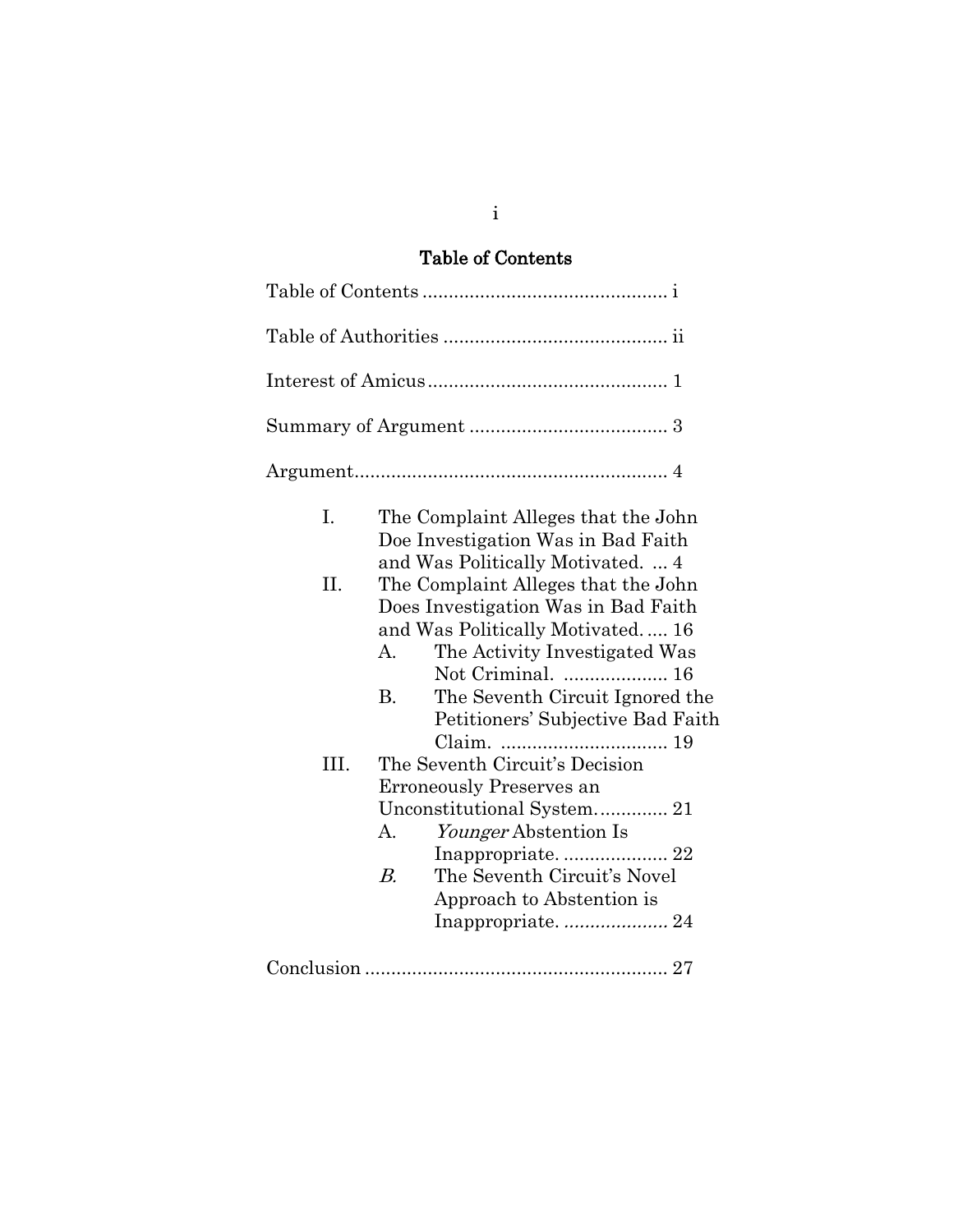## Table of Contents

Table of Contents ............................................... i

Table of Authorities ........................................... ii

Interest of Amicus .............................................. 1

Summary of Argument ...................................... 3

Argument ............................................................ 4

- I. The Complaint Alleges that the John Doe Investigation Was in Bad Faith and Was Politically Motivated. ... 4
- II. The Complaint Alleges that the John Does Investigation Was in Bad Faith and Was Politically Motivated. .... 16
  - A. The Activity Investigated Was Not Criminal. .................... 16
  - B. The Seventh Circuit Ignored the Petitioners' Subjective Bad Faith Claim. ................................ 19
- III. The Seventh Circuit's Decision Erroneously Preserves an Unconstitutional System. ............ 21
  - A. *Younger* Abstention Is Inappropriate. .................... 22
  - *B.* The Seventh Circuit's Novel Approach to Abstention is Inappropriate. .................... 24

Conclusion .......................................................... 27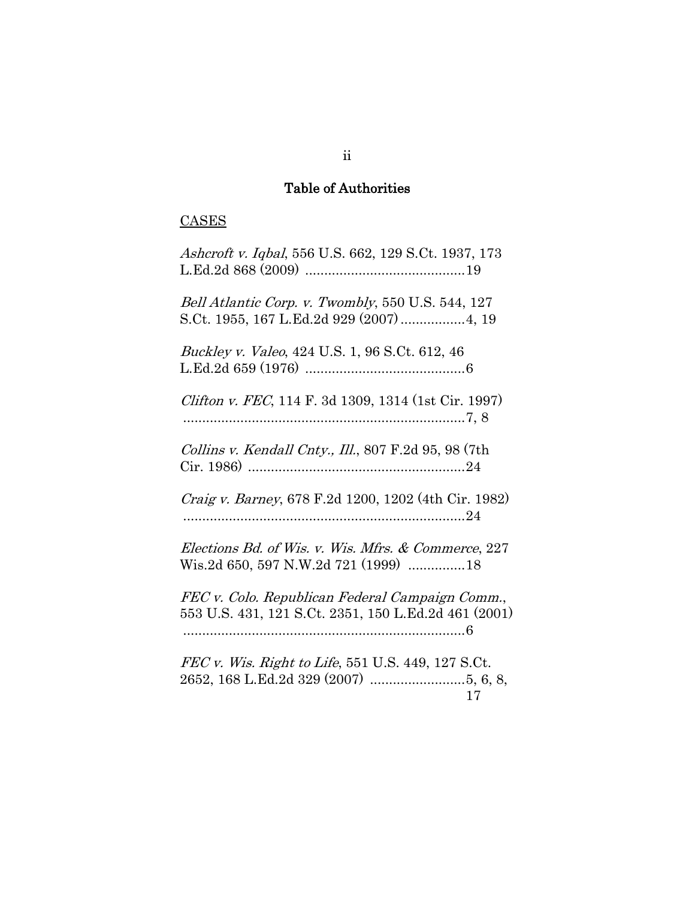## Table of Authorities

CASES

*Ashcroft v. Iqbal*, 556 U.S. 662, 129 S.Ct. 1937, 173 L.Ed.2d 868 (2009) ..........................................19

*Bell Atlantic Corp. v. Twombly*, 550 U.S. 544, 127 S.Ct. 1955, 167 L.Ed.2d 929 (2007) .................4, 19

*Buckley v. Valeo*, 424 U.S. 1, 96 S.Ct. 612, 46 L.Ed.2d 659 (1976) ..........................................6

*Clifton v. FEC*, 114 F. 3d 1309, 1314 (1st Cir. 1997) ...........................................................................7, 8

*Collins v. Kendall Cnty., Ill.*, 807 F.2d 95, 98 (7th Cir. 1986) ..........................................................24

*Craig v. Barney*, 678 F.2d 1200, 1202 (4th Cir. 1982) ...........................................................................24

*Elections Bd. of Wis. v. Wis. Mfrs. & Commerce*, 227 Wis.2d 650, 597 N.W.2d 721 (1999) ...............18

*FEC v. Colo. Republican Federal Campaign Comm.*, 553 U.S. 431, 121 S.Ct. 2351, 150 L.Ed.2d 461 (2001) ...........................................................................6

*FEC v. Wis. Right to Life*, 551 U.S. 449, 127 S.Ct. 2652, 168 L.Ed.2d 329 (2007) .........................5, 6, 8, 17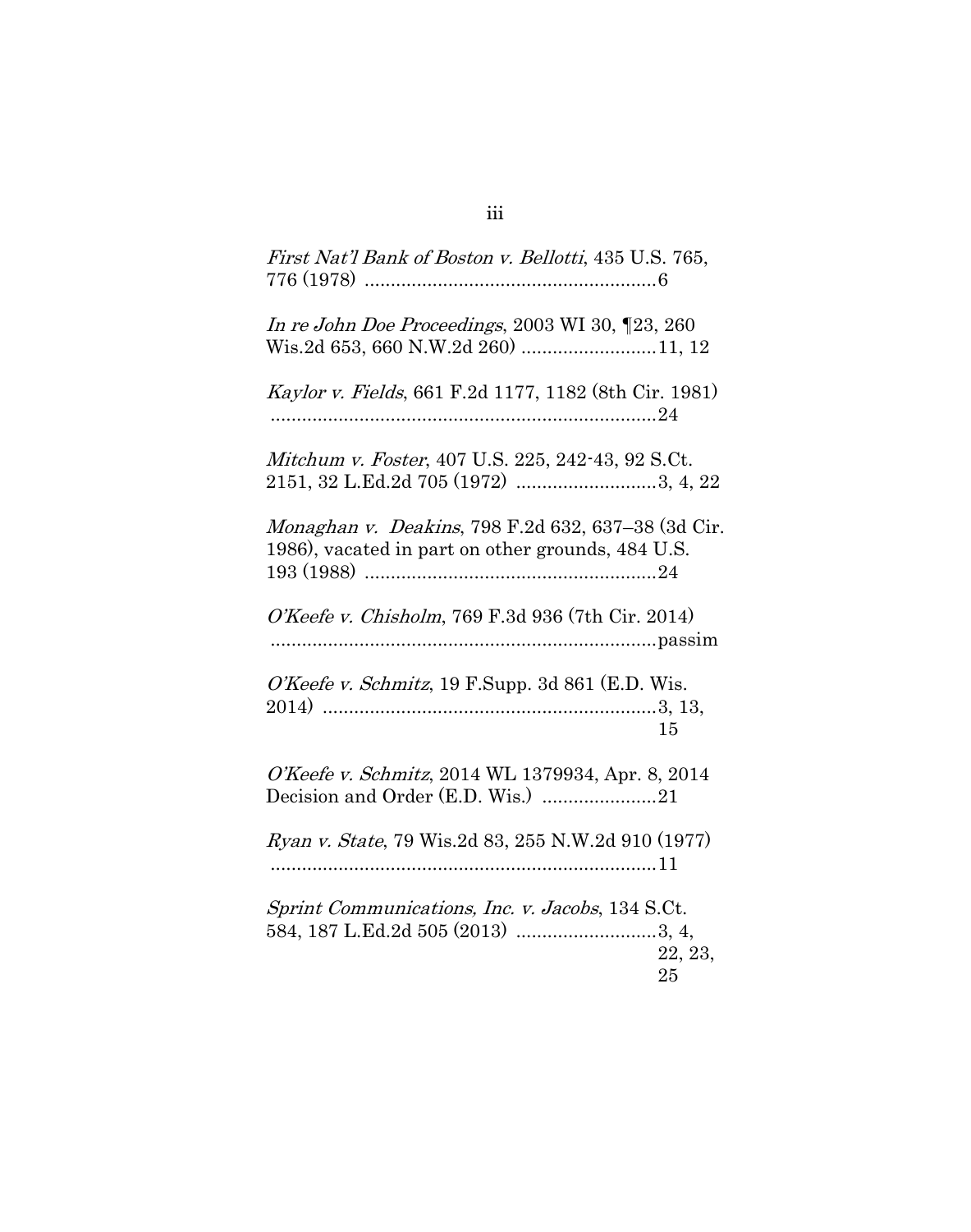*First Nat'l Bank of Boston v. Bellotti*, 435 U.S. 765, 776 (1978) ........................................................6

*In re John Doe Proceedings*, 2003 WI 30, ¶23, 260 Wis.2d 653, 660 N.W.2d 260) ..........................11, 12

*Kaylor v. Fields*, 661 F.2d 1177, 1182 (8th Cir. 1981) ..........................................................................24

*Mitchum v. Foster*, 407 U.S. 225, 242-43, 92 S.Ct. 2151, 32 L.Ed.2d 705 (1972) ...........................3, 4, 22

*Monaghan v. Deakins*, 798 F.2d 632, 637–38 (3d Cir. 1986), vacated in part on other grounds, 484 U.S. 193 (1988) .........................................................24

*O'Keefe v. Chisholm*, 769 F.3d 936 (7th Cir. 2014) ..........................................................................passim

*O'Keefe v. Schmitz*, 19 F.Supp. 3d 861 (E.D. Wis. 2014) .................................................................3, 13, 15

*O'Keefe v. Schmitz*, 2014 WL 1379934, Apr. 8, 2014 Decision and Order (E.D. Wis.) ......................21

*Ryan v. State*, 79 Wis.2d 83, 255 N.W.2d 910 (1977) ..........................................................................11

*Sprint Communications, Inc. v. Jacobs*, 134 S.Ct. 584, 187 L.Ed.2d 505 (2013) ...........................3, 4, 22, 23, 25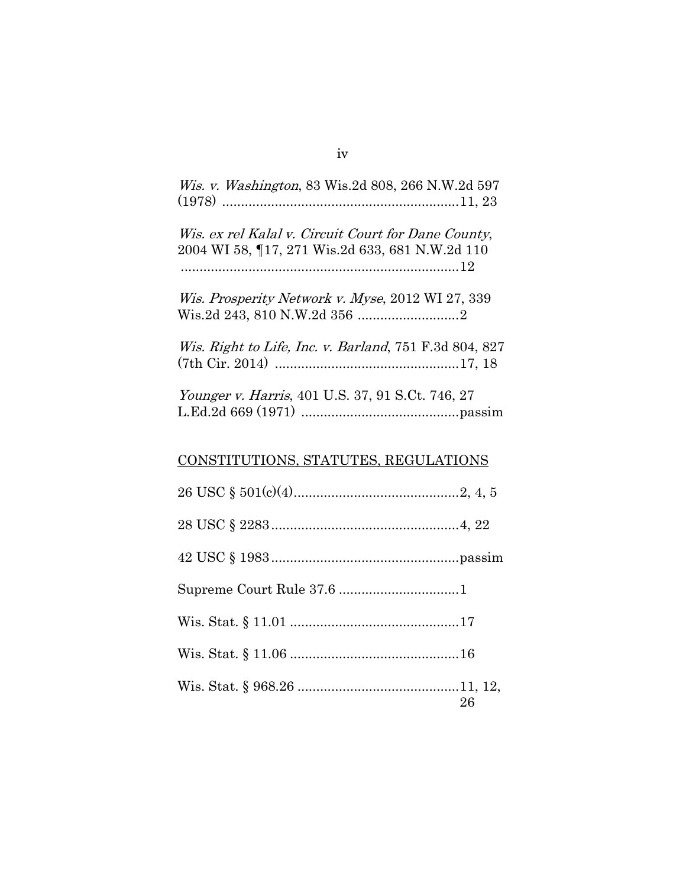*Wis. v. Washington*, 83 Wis.2d 808, 266 N.W.2d 597 (1978) ..............................................................11, 23

*Wis. ex rel Kalal v. Circuit Court for Dane County*, 2004 WI 58, ¶17, 271 Wis.2d 633, 681 N.W.2d 110 ..........................................................................12

*Wis. Prosperity Network v. Myse*, 2012 WI 27, 339 Wis.2d 243, 810 N.W.2d 356 ..........................2

*Wis. Right to Life, Inc. v. Barland*, 751 F.3d 804, 827 (7th Cir. 2014) ................................................17, 18

*Younger v. Harris*, 401 U.S. 37, 91 S.Ct. 746, 27 L.Ed.2d 669 (1971) .........................................passim

<u>CONSTITUTIONS, STATUTES, REGULATIONS</u>

26 USC § 501(c)(4)............................................2, 4, 5

28 USC § 2283..................................................4, 22

42 USC § 1983..................................................passim

Supreme Court Rule 37.6 ................................1

Wis. Stat. § 11.01 ............................................17

Wis. Stat. § 11.06 ............................................16

Wis. Stat. § 968.26 ..........................................11, 12, 26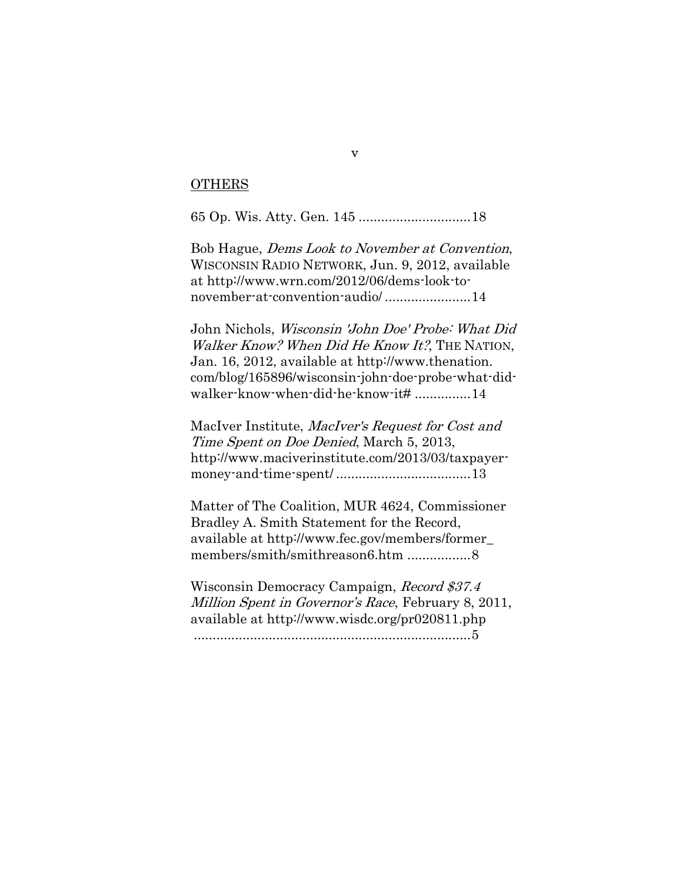<u>OTHERS</u>

65 Op. Wis. Atty. Gen. 145 ..............................18

Bob Hague, *Dems Look to November at Convention*, WISCONSIN RADIO NETWORK, Jun. 9, 2012, available at http://www.wrn.com/2012/06/dems-look-to-november-at-convention-audio/ .......................14

John Nichols, *Wisconsin 'John Doe' Probe: What Did Walker Know? When Did He Know It?*, THE NATION, Jan. 16, 2012, available at http://www.thenation.com/blog/165896/wisconsin-john-doe-probe-what-did-walker-know-when-did-he-know-it# ...............14

MacIver Institute, *MacIver's Request for Cost and Time Spent on Doe Denied*, March 5, 2013, http://www.maciverinstitute.com/2013/03/taxpayer-money-and-time-spent/ ....................................13

Matter of The Coalition, MUR 4624, Commissioner Bradley A. Smith Statement for the Record, available at http://www.fec.gov/members/former_members/smith/smithreason6.htm .................8

Wisconsin Democracy Campaign, *Record $37.4 Million Spent in Governor's Race*, February 8, 2011, available at http://www.wisdc.org/pr020811.php ...........................................................................5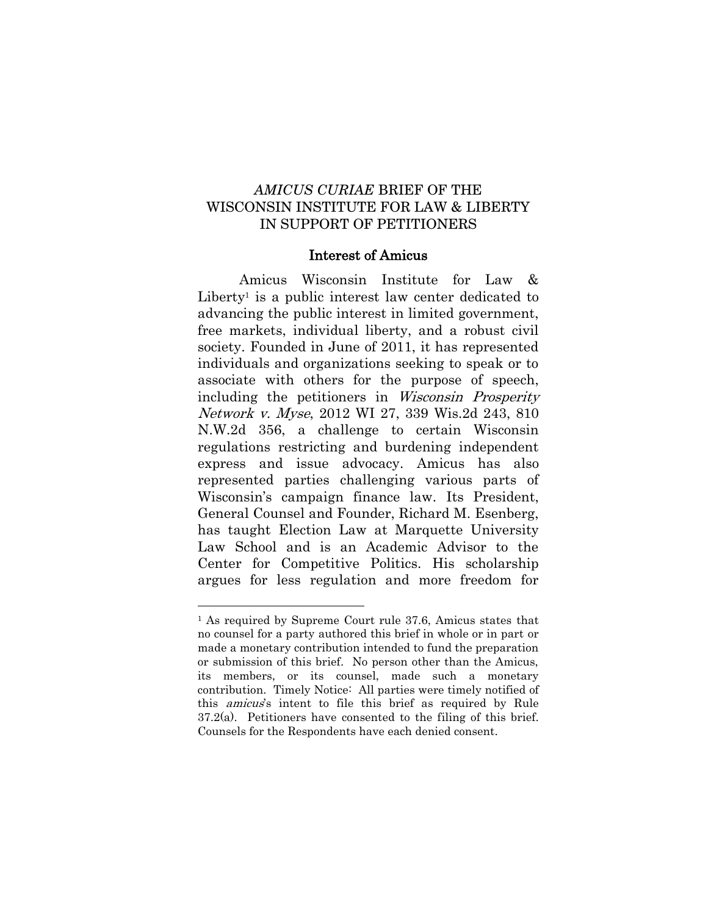*AMICUS CURIAE* BRIEF OF THE WISCONSIN INSTITUTE FOR LAW & LIBERTY IN SUPPORT OF PETITIONERS

## Interest of Amicus

Amicus Wisconsin Institute for Law & Liberty[1] is a public interest law center dedicated to advancing the public interest in limited government, free markets, individual liberty, and a robust civil society. Founded in June of 2011, it has represented individuals and organizations seeking to speak or to associate with others for the purpose of speech, including the petitioners in *Wisconsin Prosperity Network v. Myse*, 2012 WI 27, 339 Wis.2d 243, 810 N.W.2d 356, a challenge to certain Wisconsin regulations restricting and burdening independent express and issue advocacy. Amicus has also represented parties challenging various parts of Wisconsin's campaign finance law. Its President, General Counsel and Founder, Richard M. Esenberg, has taught Election Law at Marquette University Law School and is an Academic Advisor to the Center for Competitive Politics. His scholarship argues for less regulation and more freedom for

---

[1] As required by Supreme Court rule 37.6, Amicus states that no counsel for a party authored this brief in whole or in part or made a monetary contribution intended to fund the preparation or submission of this brief. No person other than the Amicus, its members, or its counsel, made such a monetary contribution. Timely Notice: All parties were timely notified of this *amicus*'s intent to file this brief as required by Rule 37.2(a). Petitioners have consented to the filing of this brief. Counsels for the Respondents have each denied consent.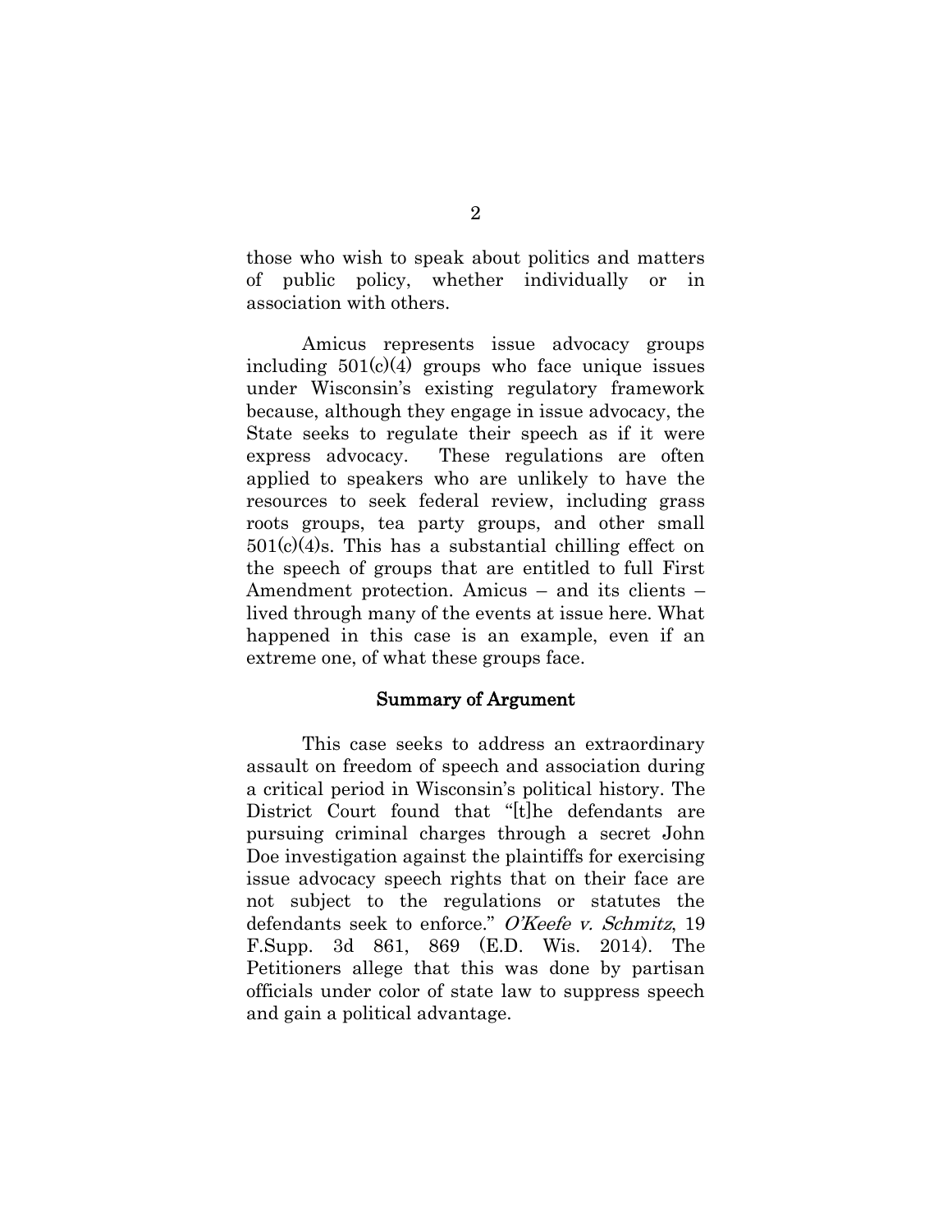those who wish to speak about politics and matters of public policy, whether individually or in association with others.

Amicus represents issue advocacy groups including 501(c)(4) groups who face unique issues under Wisconsin's existing regulatory framework because, although they engage in issue advocacy, the State seeks to regulate their speech as if it were express advocacy. These regulations are often applied to speakers who are unlikely to have the resources to seek federal review, including grass roots groups, tea party groups, and other small 501(c)(4)s. This has a substantial chilling effect on the speech of groups that are entitled to full First Amendment protection. Amicus – and its clients – lived through many of the events at issue here. What happened in this case is an example, even if an extreme one, of what these groups face.

## Summary of Argument

This case seeks to address an extraordinary assault on freedom of speech and association during a critical period in Wisconsin's political history. The District Court found that "[t]he defendants are pursuing criminal charges through a secret John Doe investigation against the plaintiffs for exercising issue advocacy speech rights that on their face are not subject to the regulations or statutes the defendants seek to enforce." *O'Keefe v. Schmitz*, 19 F.Supp. 3d 861, 869 (E.D. Wis. 2014). The Petitioners allege that this was done by partisan officials under color of state law to suppress speech and gain a political advantage.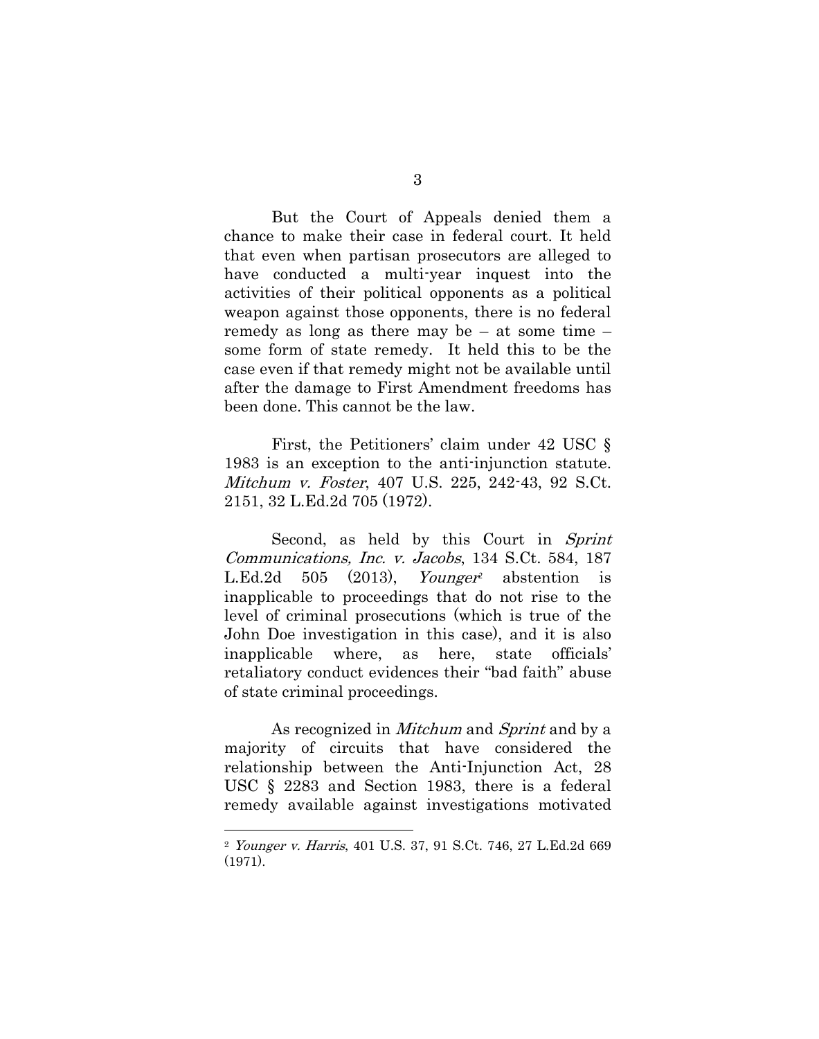But the Court of Appeals denied them a chance to make their case in federal court. It held that even when partisan prosecutors are alleged to have conducted a multi-year inquest into the activities of their political opponents as a political weapon against those opponents, there is no federal remedy as long as there may be – at some time – some form of state remedy. It held this to be the case even if that remedy might not be available until after the damage to First Amendment freedoms has been done. This cannot be the law.

First, the Petitioners' claim under 42 USC § 1983 is an exception to the anti-injunction statute. *Mitchum v. Foster*, 407 U.S. 225, 242-43, 92 S.Ct. 2151, 32 L.Ed.2d 705 (1972).

Second, as held by this Court in *Sprint Communications, Inc. v. Jacobs*, 134 S.Ct. 584, 187 L.Ed.2d 505 (2013), *Younger*[2] abstention is inapplicable to proceedings that do not rise to the level of criminal prosecutions (which is true of the John Doe investigation in this case), and it is also inapplicable where, as here, state officials' retaliatory conduct evidences their "bad faith" abuse of state criminal proceedings.

As recognized in *Mitchum* and *Sprint* and by a majority of circuits that have considered the relationship between the Anti-Injunction Act, 28 USC § 2283 and Section 1983, there is a federal remedy available against investigations motivated

---

[2] *Younger v. Harris*, 401 U.S. 37, 91 S.Ct. 746, 27 L.Ed.2d 669 (1971).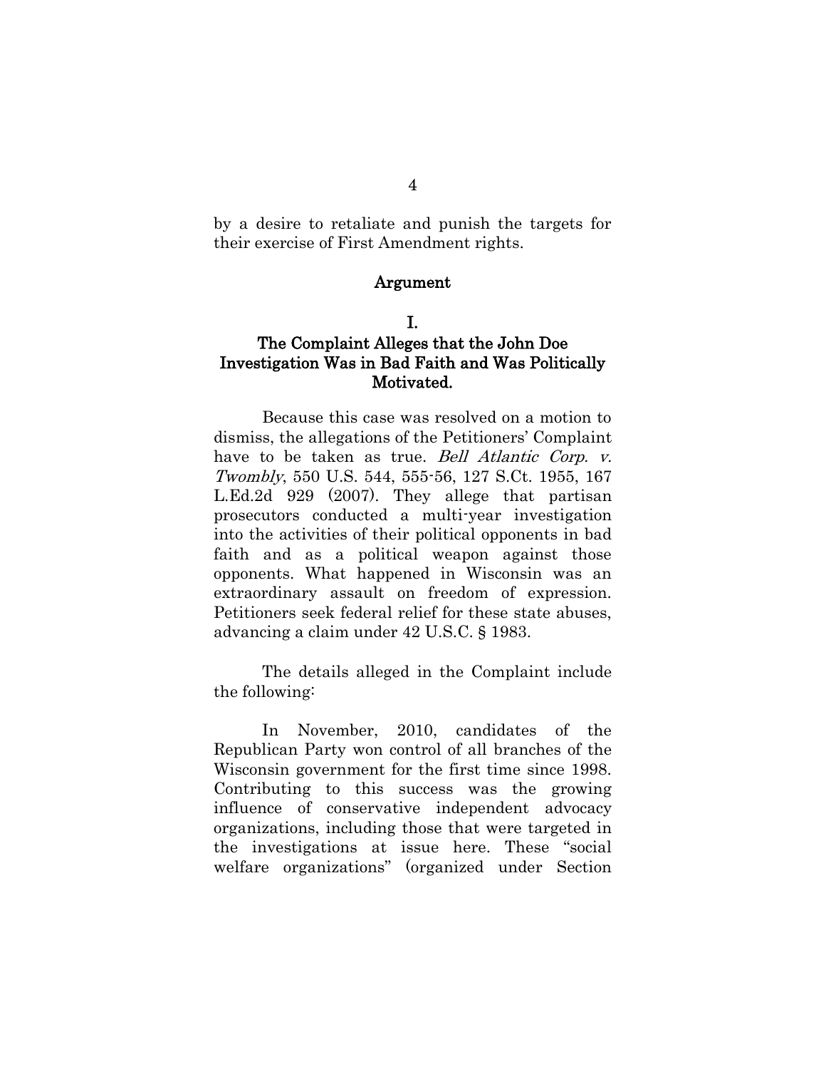by a desire to retaliate and punish the targets for their exercise of First Amendment rights.

## Argument

### I.
### The Complaint Alleges that the John Doe Investigation Was in Bad Faith and Was Politically Motivated.

Because this case was resolved on a motion to dismiss, the allegations of the Petitioners' Complaint have to be taken as true. *Bell Atlantic Corp. v. Twombly*, 550 U.S. 544, 555-56, 127 S.Ct. 1955, 167 L.Ed.2d 929 (2007). They allege that partisan prosecutors conducted a multi-year investigation into the activities of their political opponents in bad faith and as a political weapon against those opponents. What happened in Wisconsin was an extraordinary assault on freedom of expression. Petitioners seek federal relief for these state abuses, advancing a claim under 42 U.S.C. § 1983.

The details alleged in the Complaint include the following:

In November, 2010, candidates of the Republican Party won control of all branches of the Wisconsin government for the first time since 1998. Contributing to this success was the growing influence of conservative independent advocacy organizations, including those that were targeted in the investigations at issue here. These "social welfare organizations" (organized under Section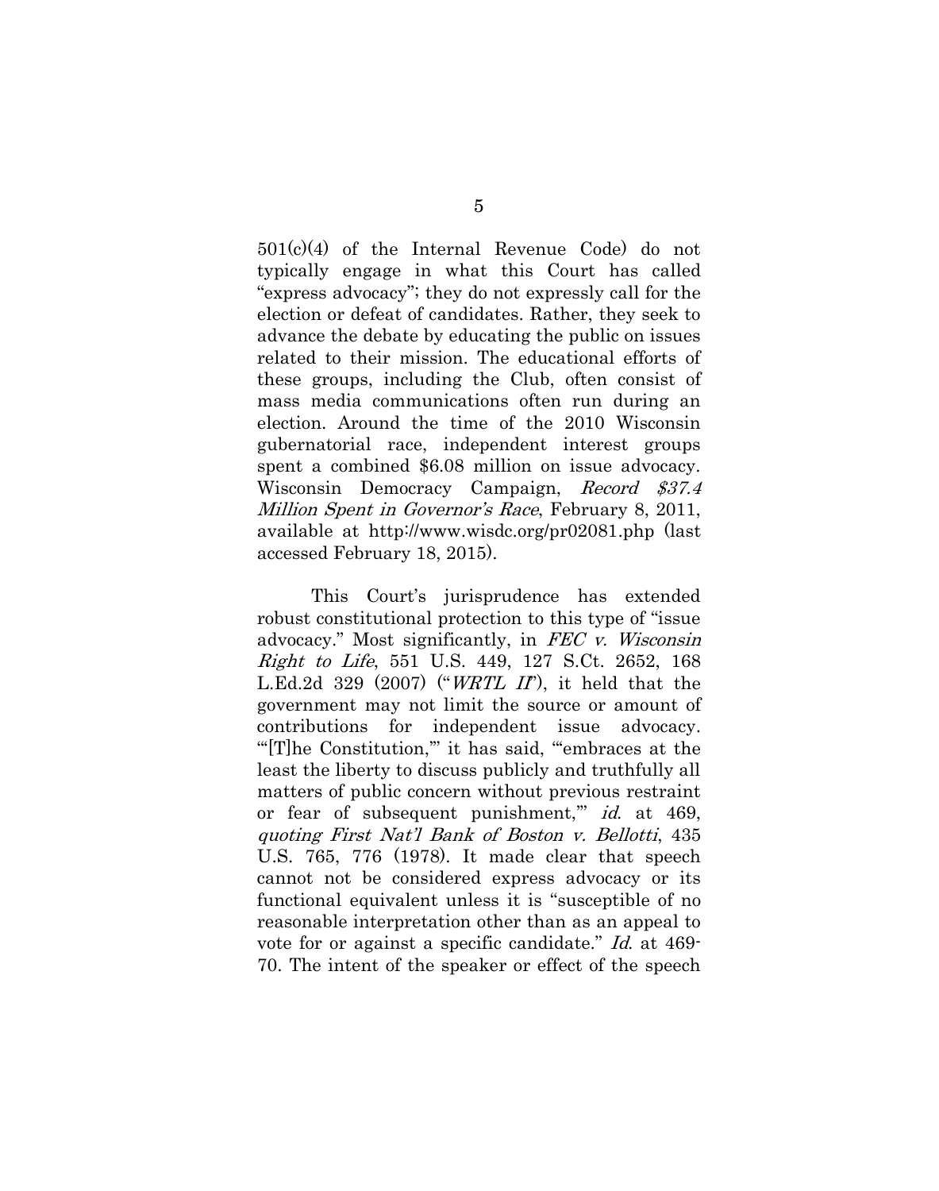501(c)(4) of the Internal Revenue Code) do not typically engage in what this Court has called "express advocacy"; they do not expressly call for the election or defeat of candidates. Rather, they seek to advance the debate by educating the public on issues related to their mission. The educational efforts of these groups, including the Club, often consist of mass media communications often run during an election. Around the time of the 2010 Wisconsin gubernatorial race, independent interest groups spent a combined $6.08 million on issue advocacy. Wisconsin Democracy Campaign, *Record $37.4 Million Spent in Governor's Race*, February 8, 2011, available at http://www.wisdc.org/pr02081.php (last accessed February 18, 2015).

This Court's jurisprudence has extended robust constitutional protection to this type of "issue advocacy." Most significantly, in *FEC v. Wisconsin Right to Life*, 551 U.S. 449, 127 S.Ct. 2652, 168 L.Ed.2d 329 (2007) ("*WRTL II*"), it held that the government may not limit the source or amount of contributions for independent issue advocacy. "'[T]he Constitution,'" it has said, "'embraces at the least the liberty to discuss publicly and truthfully all matters of public concern without previous restraint or fear of subsequent punishment,'" *id.* at 469, *quoting First Nat'l Bank of Boston v. Bellotti*, 435 U.S. 765, 776 (1978). It made clear that speech cannot not be considered express advocacy or its functional equivalent unless it is "susceptible of no reasonable interpretation other than as an appeal to vote for or against a specific candidate." *Id.* at 469-70. The intent of the speaker or effect of the speech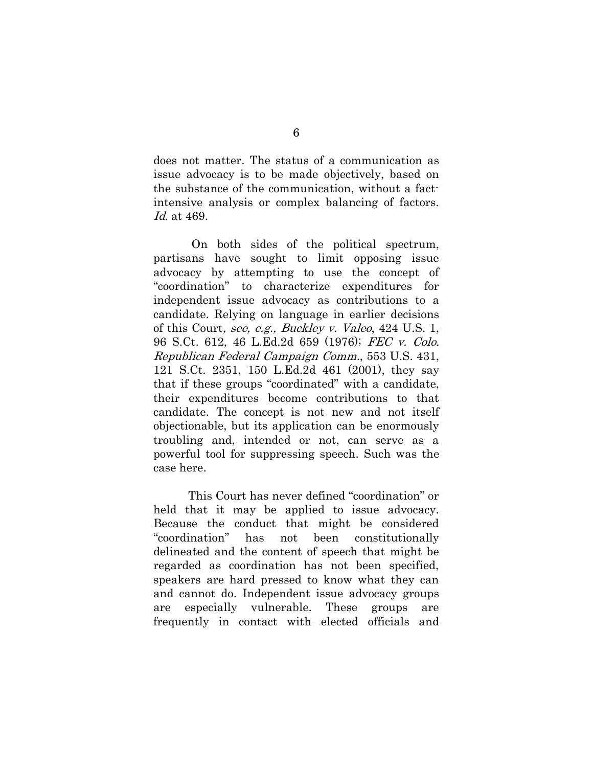does not matter. The status of a communication as issue advocacy is to be made objectively, based on the substance of the communication, without a fact-intensive analysis or complex balancing of factors. *Id.* at 469.

On both sides of the political spectrum, partisans have sought to limit opposing issue advocacy by attempting to use the concept of "coordination" to characterize expenditures for independent issue advocacy as contributions to a candidate. Relying on language in earlier decisions of this Court*, see, e.g., Buckley v. Valeo*, 424 U.S. 1, 96 S.Ct. 612, 46 L.Ed.2d 659 (1976); *FEC v. Colo. Republican Federal Campaign Comm.*, 553 U.S. 431, 121 S.Ct. 2351, 150 L.Ed.2d 461 (2001), they say that if these groups "coordinated" with a candidate, their expenditures become contributions to that candidate. The concept is not new and not itself objectionable, but its application can be enormously troubling and, intended or not, can serve as a powerful tool for suppressing speech. Such was the case here.

This Court has never defined "coordination" or held that it may be applied to issue advocacy. Because the conduct that might be considered "coordination" has not been constitutionally delineated and the content of speech that might be regarded as coordination has not been specified, speakers are hard pressed to know what they can and cannot do. Independent issue advocacy groups are especially vulnerable. These groups are frequently in contact with elected officials and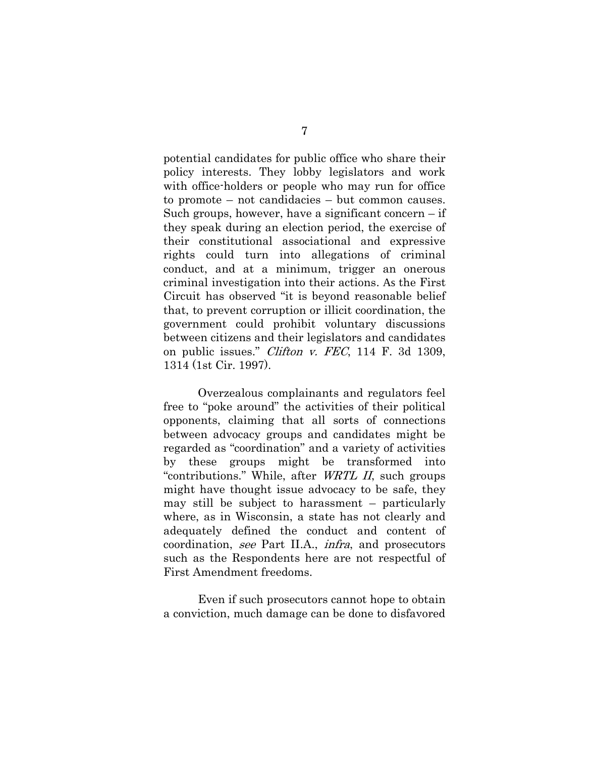potential candidates for public office who share their policy interests. They lobby legislators and work with office-holders or people who may run for office to promote – not candidacies – but common causes. Such groups, however, have a significant concern – if they speak during an election period, the exercise of their constitutional associational and expressive rights could turn into allegations of criminal conduct, and at a minimum, trigger an onerous criminal investigation into their actions. As the First Circuit has observed "it is beyond reasonable belief that, to prevent corruption or illicit coordination, the government could prohibit voluntary discussions between citizens and their legislators and candidates on public issues." *Clifton v. FEC*, 114 F. 3d 1309, 1314 (1st Cir. 1997).

Overzealous complainants and regulators feel free to "poke around" the activities of their political opponents, claiming that all sorts of connections between advocacy groups and candidates might be regarded as "coordination" and a variety of activities by these groups might be transformed into "contributions." While, after *WRTL II*, such groups might have thought issue advocacy to be safe, they may still be subject to harassment – particularly where, as in Wisconsin, a state has not clearly and adequately defined the conduct and content of coordination, *see* Part II.A., *infra*, and prosecutors such as the Respondents here are not respectful of First Amendment freedoms.

Even if such prosecutors cannot hope to obtain a conviction, much damage can be done to disfavored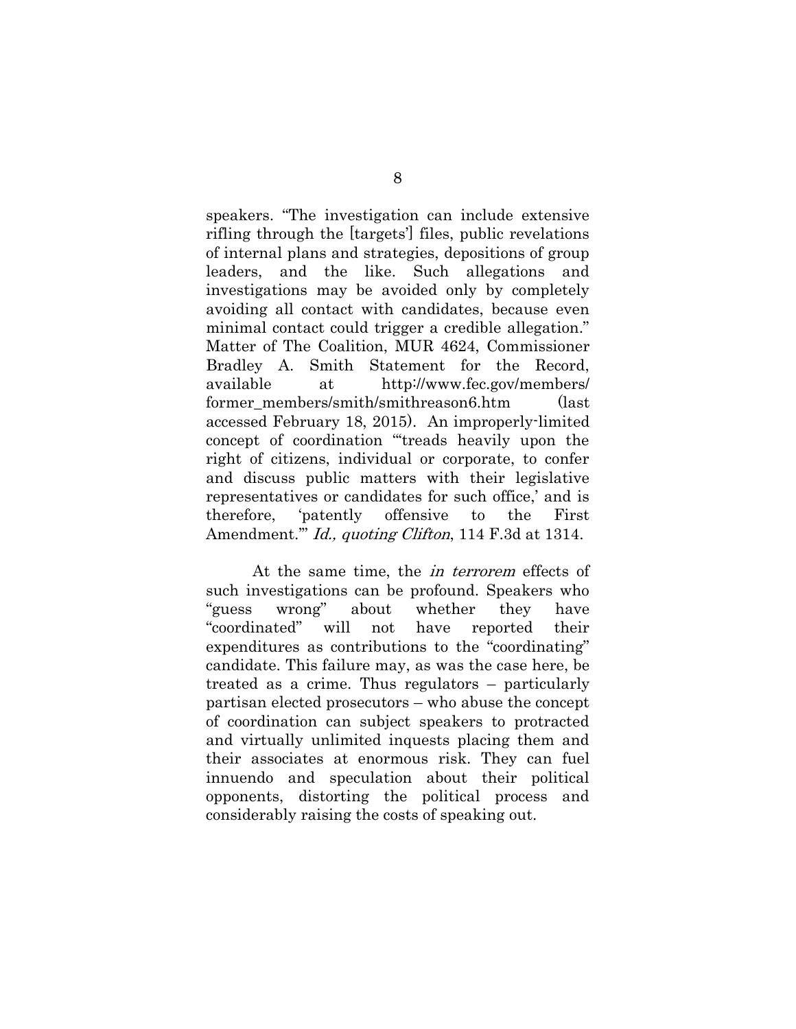speakers. "The investigation can include extensive rifling through the [targets'] files, public revelations of internal plans and strategies, depositions of group leaders, and the like. Such allegations and investigations may be avoided only by completely avoiding all contact with candidates, because even minimal contact could trigger a credible allegation." Matter of The Coalition, MUR 4624, Commissioner Bradley A. Smith Statement for the Record, available at http://www.fec.gov/members/former_members/smith/smithreason6.htm (last accessed February 18, 2015). An improperly-limited concept of coordination "'treads heavily upon the right of citizens, individual or corporate, to confer and discuss public matters with their legislative representatives or candidates for such office,' and is therefore, 'patently offensive to the First Amendment.'" *Id., quoting Clifton*, 114 F.3d at 1314.

At the same time, the *in terrorem* effects of such investigations can be profound. Speakers who "guess wrong" about whether they have "coordinated" will not have reported their expenditures as contributions to the "coordinating" candidate. This failure may, as was the case here, be treated as a crime. Thus regulators – particularly partisan elected prosecutors – who abuse the concept of coordination can subject speakers to protracted and virtually unlimited inquests placing them and their associates at enormous risk. They can fuel innuendo and speculation about their political opponents, distorting the political process and considerably raising the costs of speaking out.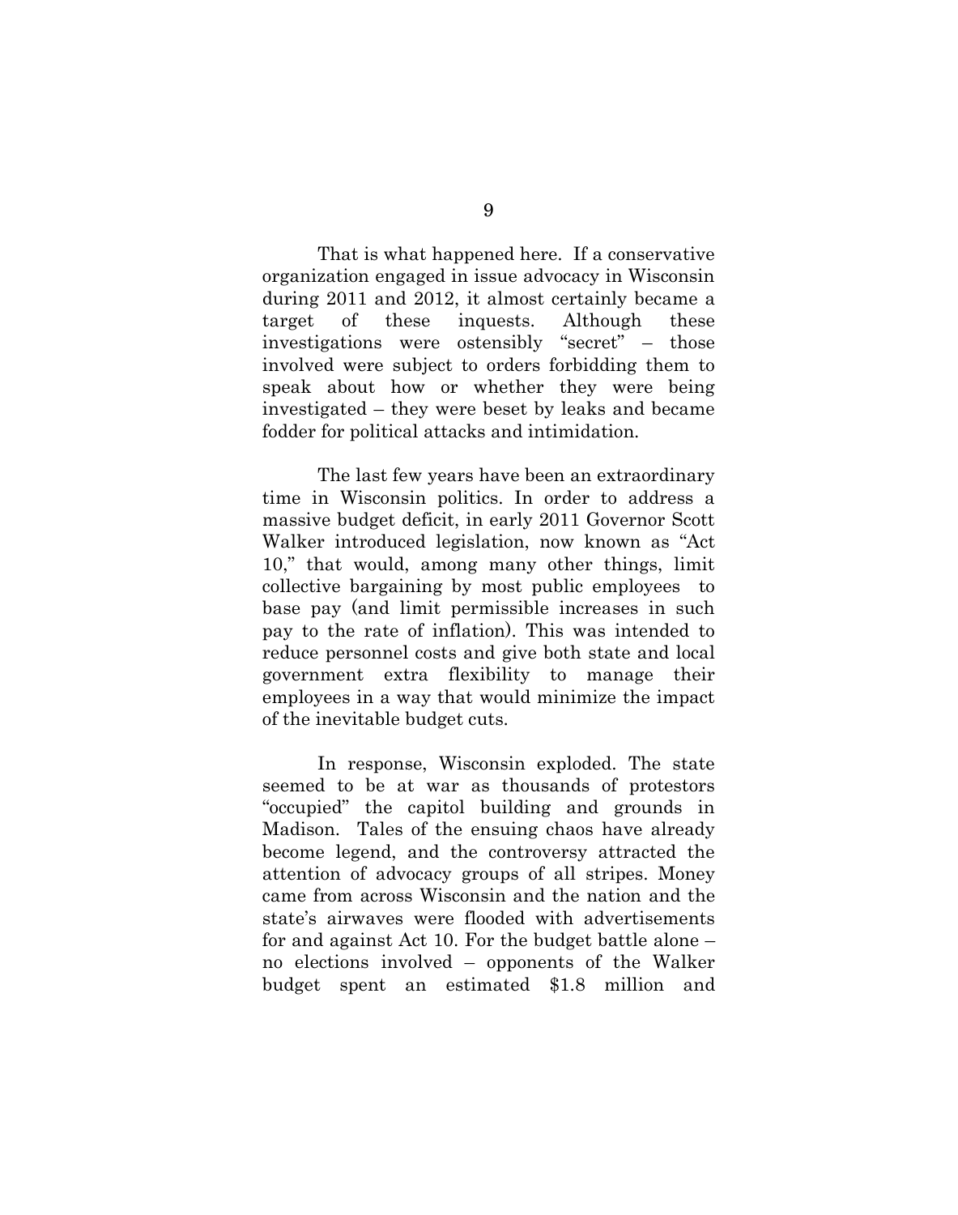That is what happened here. If a conservative organization engaged in issue advocacy in Wisconsin during 2011 and 2012, it almost certainly became a target of these inquests. Although these investigations were ostensibly "secret" – those involved were subject to orders forbidding them to speak about how or whether they were being investigated – they were beset by leaks and became fodder for political attacks and intimidation.

The last few years have been an extraordinary time in Wisconsin politics. In order to address a massive budget deficit, in early 2011 Governor Scott Walker introduced legislation, now known as "Act 10," that would, among many other things, limit collective bargaining by most public employees to base pay (and limit permissible increases in such pay to the rate of inflation). This was intended to reduce personnel costs and give both state and local government extra flexibility to manage their employees in a way that would minimize the impact of the inevitable budget cuts.

In response, Wisconsin exploded. The state seemed to be at war as thousands of protestors "occupied" the capitol building and grounds in Madison. Tales of the ensuing chaos have already become legend, and the controversy attracted the attention of advocacy groups of all stripes. Money came from across Wisconsin and the nation and the state's airwaves were flooded with advertisements for and against Act 10. For the budget battle alone – no elections involved – opponents of the Walker budget spent an estimated $1.8 million and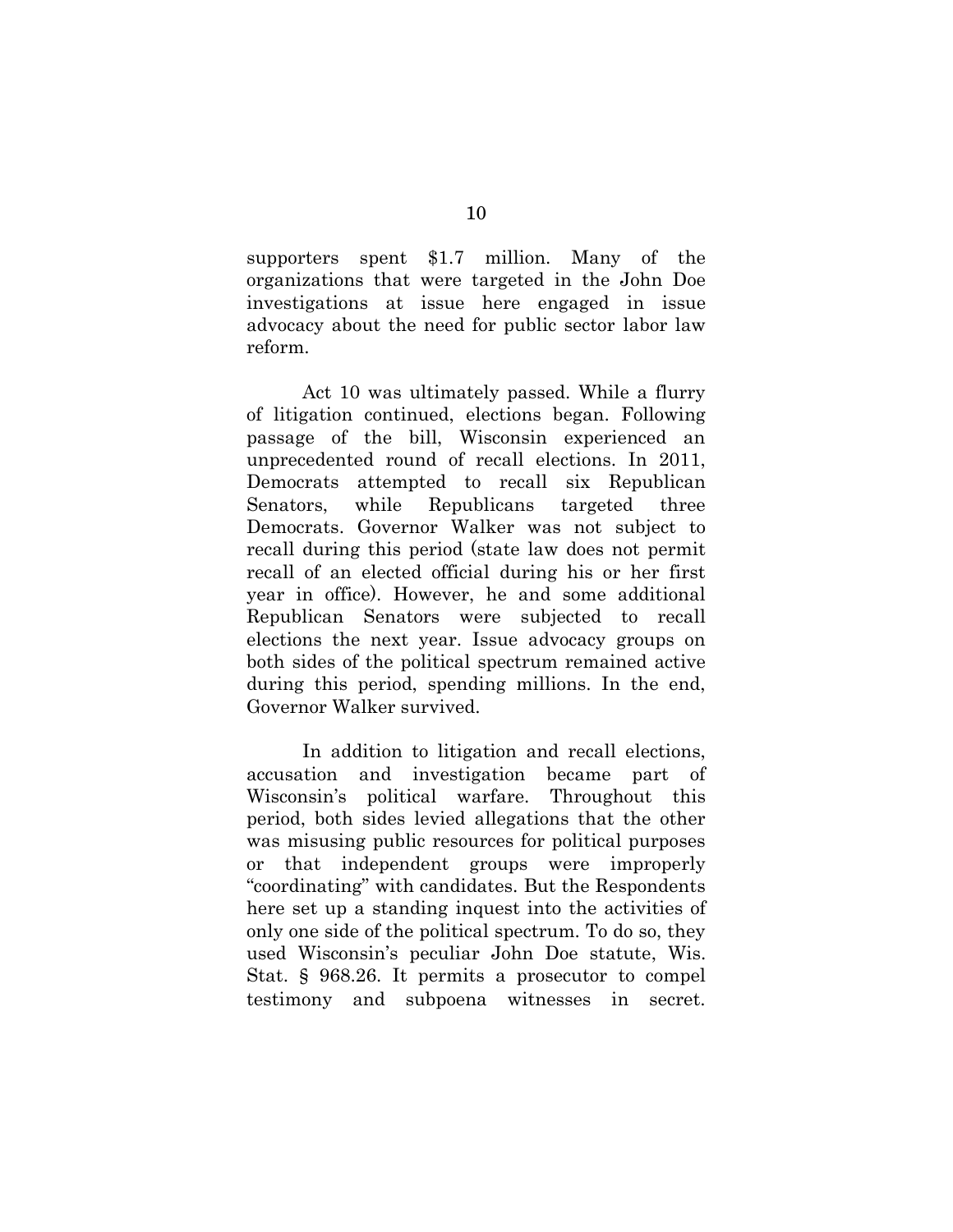supporters spent $1.7 million. Many of the organizations that were targeted in the John Doe investigations at issue here engaged in issue advocacy about the need for public sector labor law reform.

Act 10 was ultimately passed. While a flurry of litigation continued, elections began. Following passage of the bill, Wisconsin experienced an unprecedented round of recall elections. In 2011, Democrats attempted to recall six Republican Senators, while Republicans targeted three Democrats. Governor Walker was not subject to recall during this period (state law does not permit recall of an elected official during his or her first year in office). However, he and some additional Republican Senators were subjected to recall elections the next year. Issue advocacy groups on both sides of the political spectrum remained active during this period, spending millions. In the end, Governor Walker survived.

In addition to litigation and recall elections, accusation and investigation became part of Wisconsin's political warfare. Throughout this period, both sides levied allegations that the other was misusing public resources for political purposes or that independent groups were improperly "coordinating" with candidates. But the Respondents here set up a standing inquest into the activities of only one side of the political spectrum. To do so, they used Wisconsin's peculiar John Doe statute, Wis. Stat. § 968.26. It permits a prosecutor to compel testimony and subpoena witnesses in secret.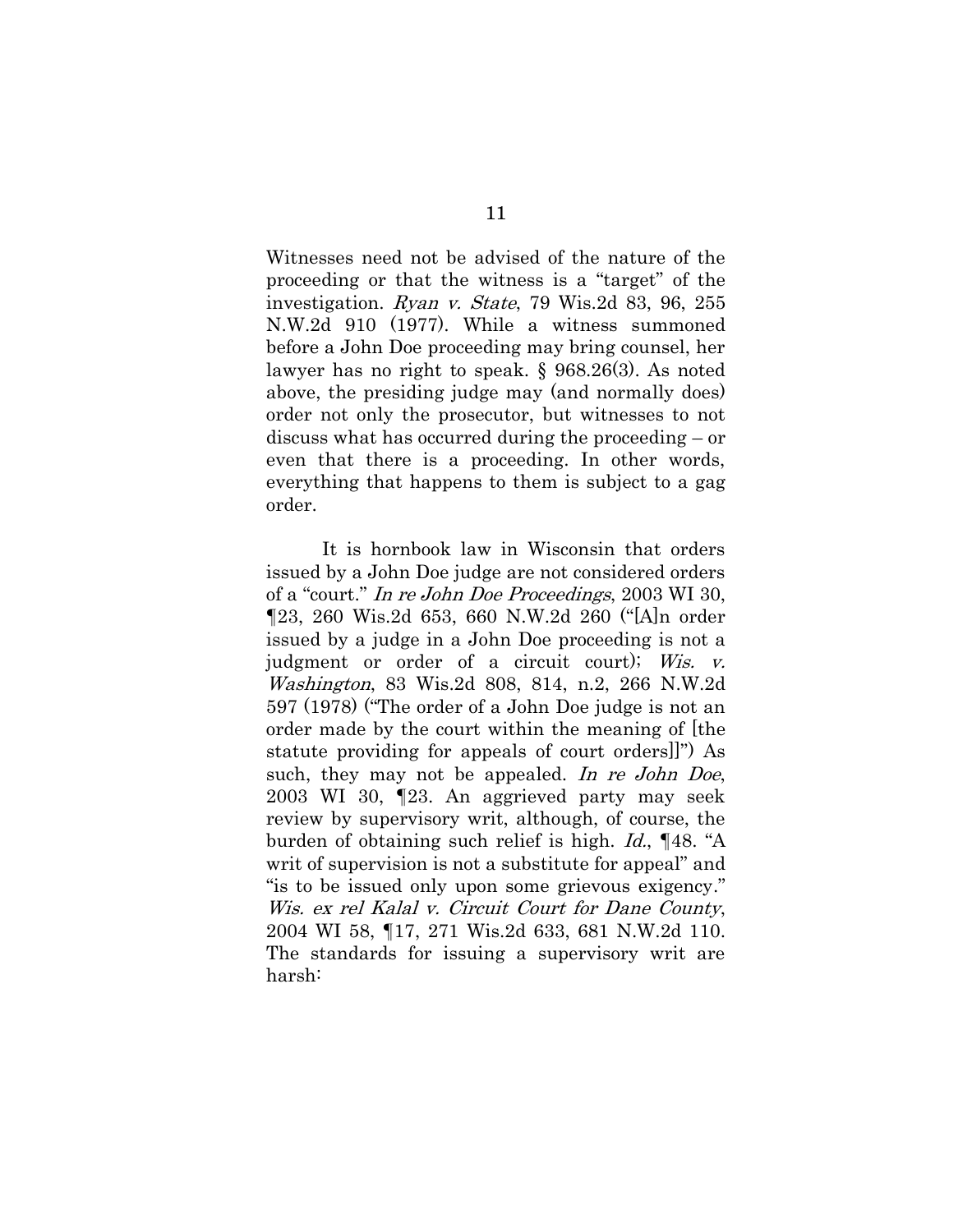Witnesses need not be advised of the nature of the proceeding or that the witness is a "target" of the investigation. *Ryan v. State*, 79 Wis.2d 83, 96, 255 N.W.2d 910 (1977). While a witness summoned before a John Doe proceeding may bring counsel, her lawyer has no right to speak. § 968.26(3). As noted above, the presiding judge may (and normally does) order not only the prosecutor, but witnesses to not discuss what has occurred during the proceeding – or even that there is a proceeding. In other words, everything that happens to them is subject to a gag order.

It is hornbook law in Wisconsin that orders issued by a John Doe judge are not considered orders of a "court." *In re John Doe Proceedings*, 2003 WI 30, ¶23, 260 Wis.2d 653, 660 N.W.2d 260 ("[A]n order issued by a judge in a John Doe proceeding is not a judgment or order of a circuit court); *Wis. v. Washington*, 83 Wis.2d 808, 814, n.2, 266 N.W.2d 597 (1978) ("The order of a John Doe judge is not an order made by the court within the meaning of [the statute providing for appeals of court orders]]") As such, they may not be appealed. *In re John Doe*, 2003 WI 30, ¶23. An aggrieved party may seek review by supervisory writ, although, of course, the burden of obtaining such relief is high. *Id.*, ¶48. "A writ of supervision is not a substitute for appeal" and "is to be issued only upon some grievous exigency." *Wis. ex rel Kalal v. Circuit Court for Dane County*, 2004 WI 58, ¶17, 271 Wis.2d 633, 681 N.W.2d 110. The standards for issuing a supervisory writ are harsh: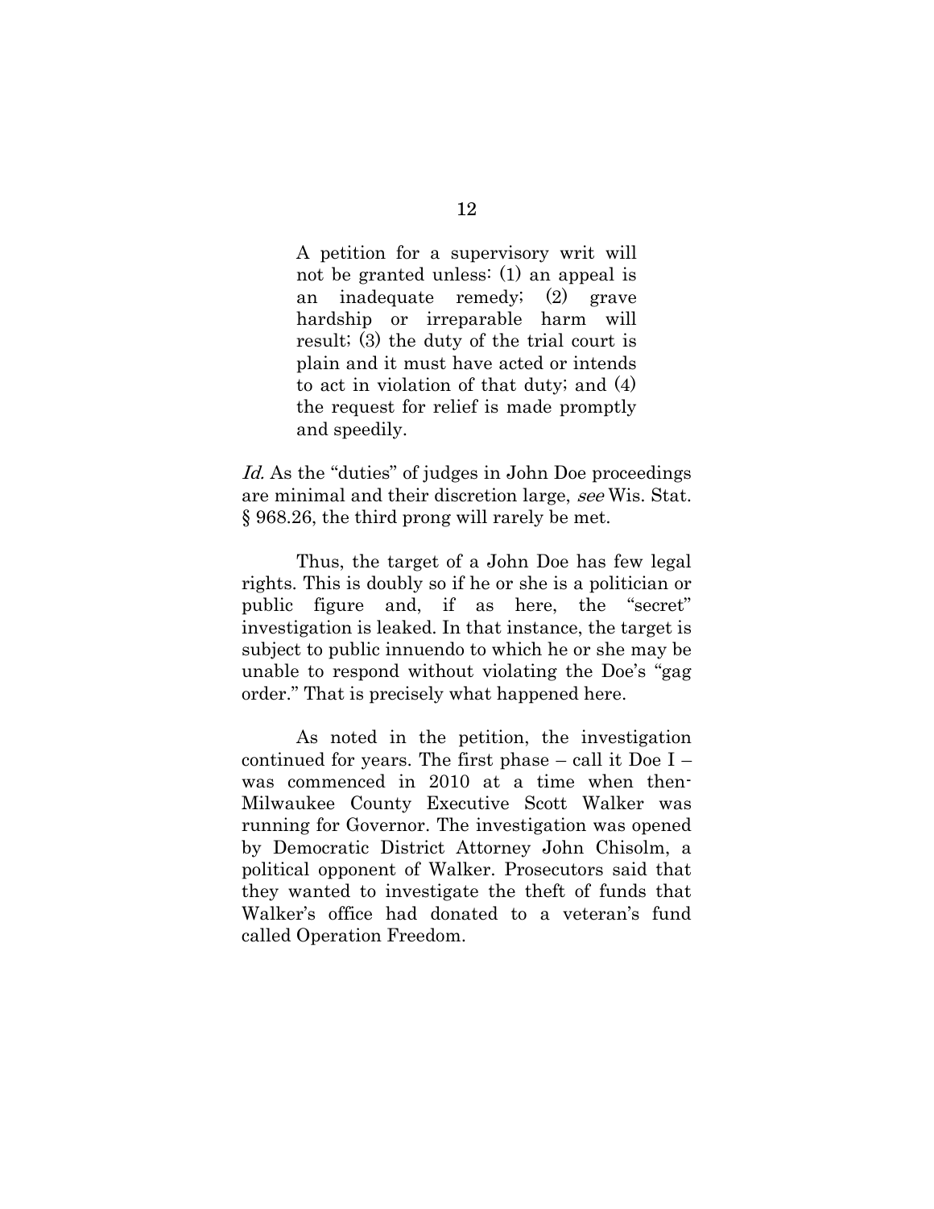> A petition for a supervisory writ will not be granted unless: (1) an appeal is an inadequate remedy; (2) grave hardship or irreparable harm will result; (3) the duty of the trial court is plain and it must have acted or intends to act in violation of that duty; and (4) the request for relief is made promptly and speedily.

*Id.* As the "duties" of judges in John Doe proceedings are minimal and their discretion large, *see* Wis. Stat. § 968.26, the third prong will rarely be met.

Thus, the target of a John Doe has few legal rights. This is doubly so if he or she is a politician or public figure and, if as here, the "secret" investigation is leaked. In that instance, the target is subject to public innuendo to which he or she may be unable to respond without violating the Doe's "gag order." That is precisely what happened here.

As noted in the petition, the investigation continued for years. The first phase – call it Doe I – was commenced in 2010 at a time when then-Milwaukee County Executive Scott Walker was running for Governor. The investigation was opened by Democratic District Attorney John Chisolm, a political opponent of Walker. Prosecutors said that they wanted to investigate the theft of funds that Walker's office had donated to a veteran's fund called Operation Freedom.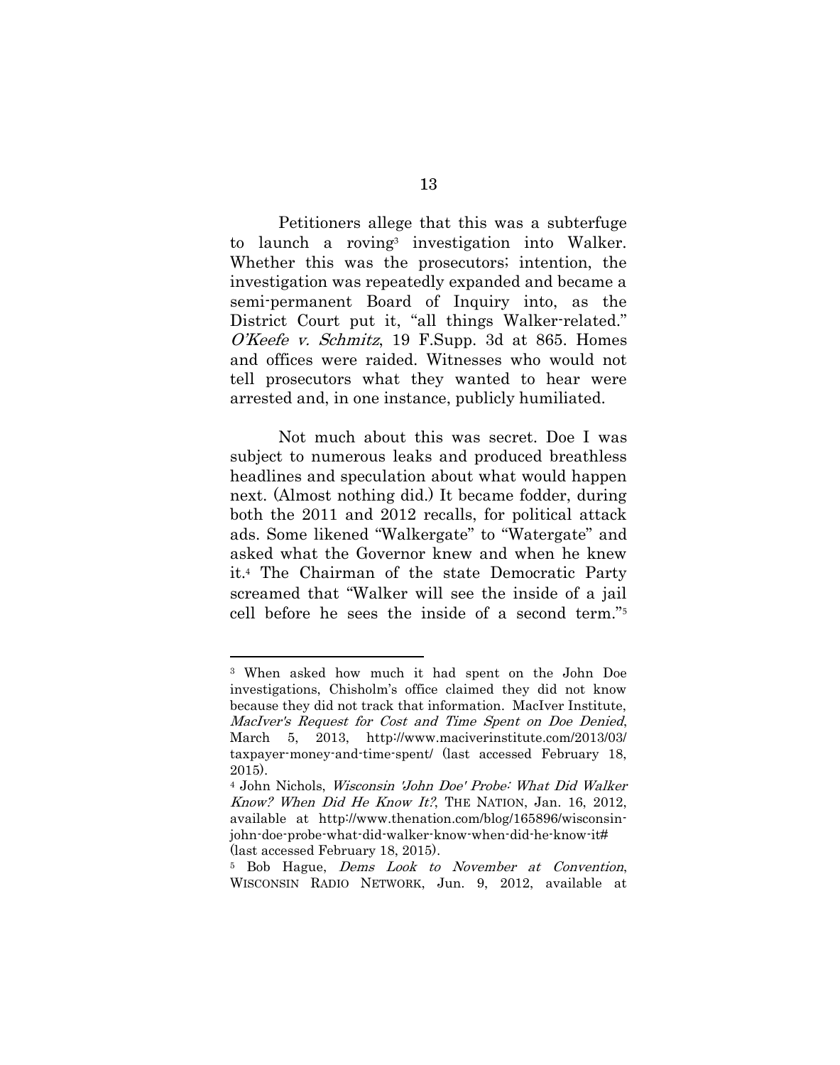Petitioners allege that this was a subterfuge to launch a roving[3] investigation into Walker. Whether this was the prosecutors; intention, the investigation was repeatedly expanded and became a semi-permanent Board of Inquiry into, as the District Court put it, "all things Walker-related." *O'Keefe v. Schmitz*, 19 F.Supp. 3d at 865. Homes and offices were raided. Witnesses who would not tell prosecutors what they wanted to hear were arrested and, in one instance, publicly humiliated.

Not much about this was secret. Doe I was subject to numerous leaks and produced breathless headlines and speculation about what would happen next. (Almost nothing did.) It became fodder, during both the 2011 and 2012 recalls, for political attack ads. Some likened "Walkergate" to "Watergate" and asked what the Governor knew and when he knew it.[4] The Chairman of the state Democratic Party screamed that "Walker will see the inside of a jail cell before he sees the inside of a second term."[5]

---

[3] When asked how much it had spent on the John Doe investigations, Chisholm's office claimed they did not know because they did not track that information. MacIver Institute, *MacIver's Request for Cost and Time Spent on Doe Denied*, March 5, 2013, http://www.maciverinstitute.com/2013/03/taxpayer-money-and-time-spent/ (last accessed February 18, 2015).

[4] John Nichols, *Wisconsin 'John Doe' Probe: What Did Walker Know? When Did He Know It?*, THE NATION, Jan. 16, 2012, available at http://www.thenation.com/blog/165896/wisconsin-john-doe-probe-what-did-walker-know-when-did-he-know-it# (last accessed February 18, 2015).

[5] Bob Hague, *Dems Look to November at Convention*, WISCONSIN RADIO NETWORK, Jun. 9, 2012, available at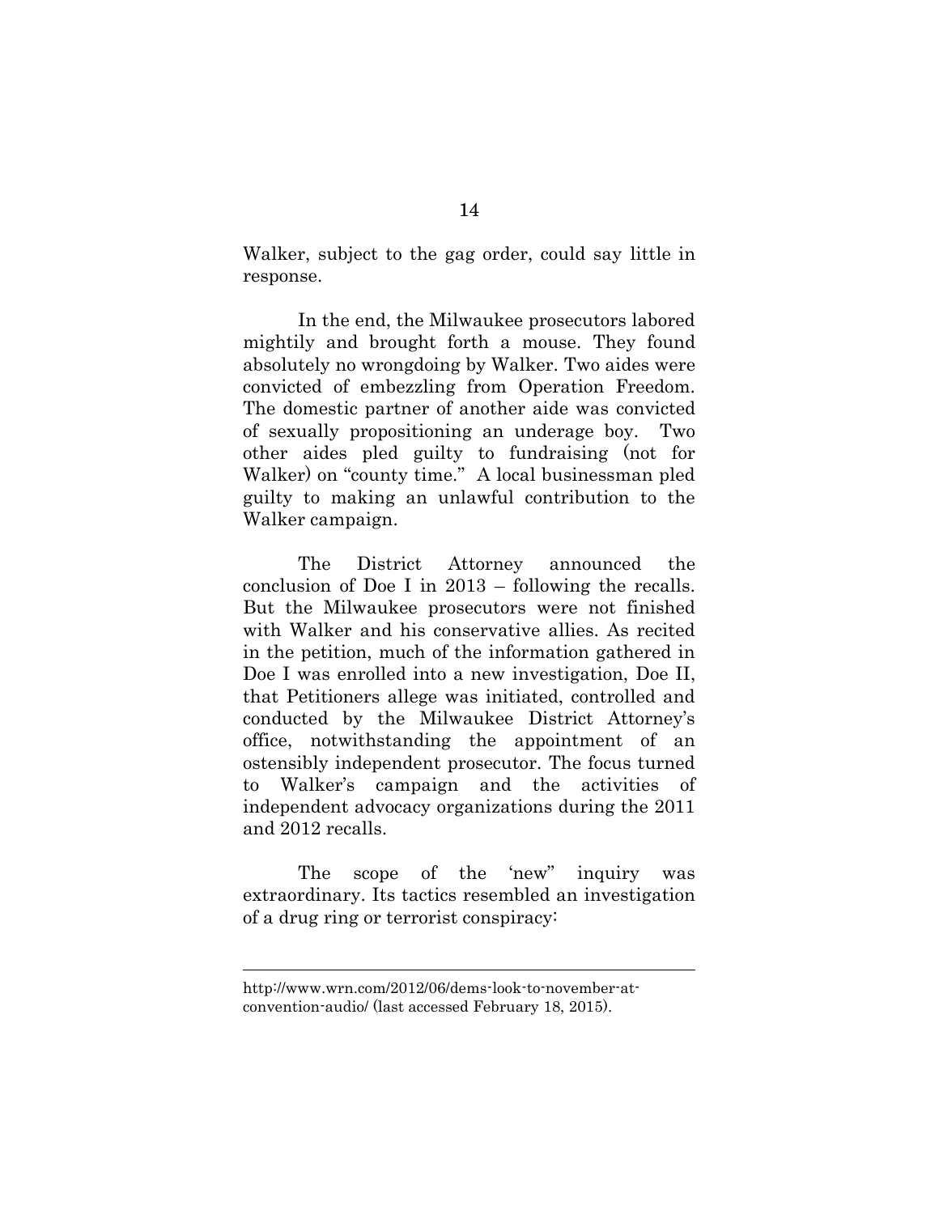Walker, subject to the gag order, could say little in response.

In the end, the Milwaukee prosecutors labored mightily and brought forth a mouse. They found absolutely no wrongdoing by Walker. Two aides were convicted of embezzling from Operation Freedom. The domestic partner of another aide was convicted of sexually propositioning an underage boy. Two other aides pled guilty to fundraising (not for Walker) on "county time." A local businessman pled guilty to making an unlawful contribution to the Walker campaign.

The District Attorney announced the conclusion of Doe I in 2013 – following the recalls. But the Milwaukee prosecutors were not finished with Walker and his conservative allies. As recited in the petition, much of the information gathered in Doe I was enrolled into a new investigation, Doe II, that Petitioners allege was initiated, controlled and conducted by the Milwaukee District Attorney's office, notwithstanding the appointment of an ostensibly independent prosecutor. The focus turned to Walker's campaign and the activities of independent advocacy organizations during the 2011 and 2012 recalls.

The scope of the 'new" inquiry was extraordinary. Its tactics resembled an investigation of a drug ring or terrorist conspiracy:

---

http://www.wrn.com/2012/06/dems-look-to-november-at-convention-audio/ (last accessed February 18, 2015).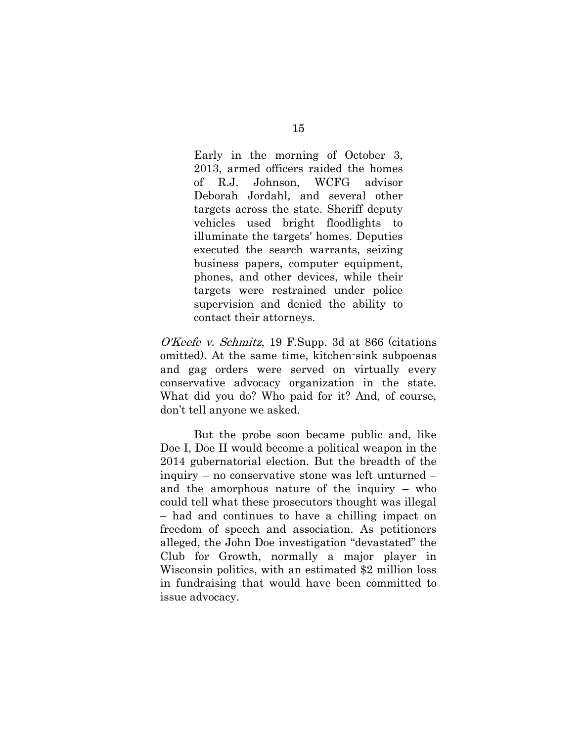> Early in the morning of October 3, 2013, armed officers raided the homes of R.J. Johnson, WCFG advisor Deborah Jordahl, and several other targets across the state. Sheriff deputy vehicles used bright floodlights to illuminate the targets' homes. Deputies executed the search warrants, seizing business papers, computer equipment, phones, and other devices, while their targets were restrained under police supervision and denied the ability to contact their attorneys.

*O'Keefe v. Schmitz*, 19 F.Supp. 3d at 866 (citations omitted). At the same time, kitchen-sink subpoenas and gag orders were served on virtually every conservative advocacy organization in the state. What did you do? Who paid for it? And, of course, don't tell anyone we asked.

But the probe soon became public and, like Doe I, Doe II would become a political weapon in the 2014 gubernatorial election. But the breadth of the inquiry – no conservative stone was left unturned – and the amorphous nature of the inquiry – who could tell what these prosecutors thought was illegal – had and continues to have a chilling impact on freedom of speech and association. As petitioners alleged, the John Doe investigation "devastated" the Club for Growth, normally a major player in Wisconsin politics, with an estimated $2 million loss in fundraising that would have been committed to issue advocacy.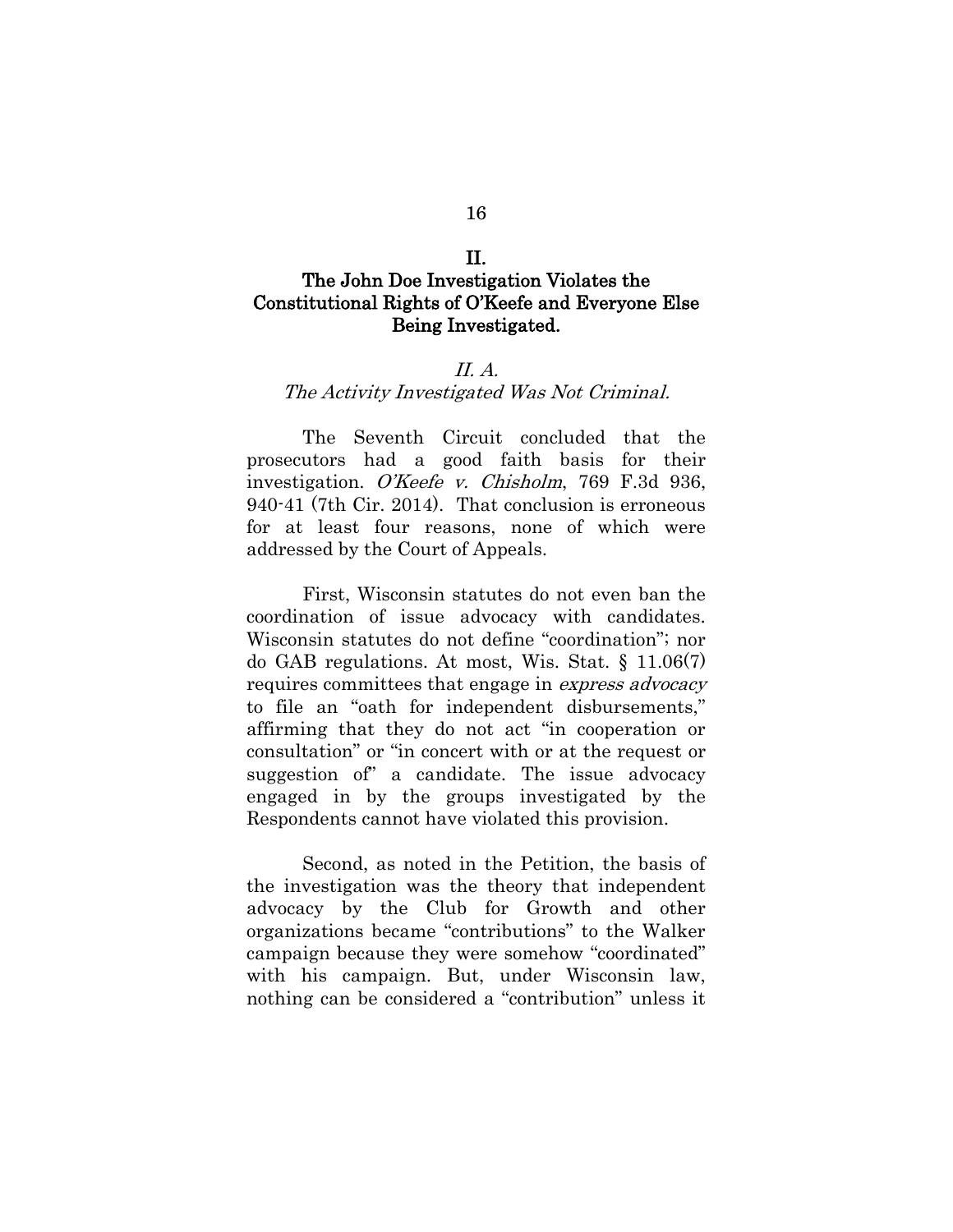## II.

## The John Doe Investigation Violates the Constitutional Rights of O'Keefe and Everyone Else Being Investigated.

### *II. A.*

### *The Activity Investigated Was Not Criminal.*

The Seventh Circuit concluded that the prosecutors had a good faith basis for their investigation. *O'Keefe v. Chisholm*, 769 F.3d 936, 940-41 (7th Cir. 2014). That conclusion is erroneous for at least four reasons, none of which were addressed by the Court of Appeals.

First, Wisconsin statutes do not even ban the coordination of issue advocacy with candidates. Wisconsin statutes do not define "coordination"; nor do GAB regulations. At most, Wis. Stat. § 11.06(7) requires committees that engage in *express advocacy* to file an "oath for independent disbursements," affirming that they do not act "in cooperation or consultation" or "in concert with or at the request or suggestion of" a candidate. The issue advocacy engaged in by the groups investigated by the Respondents cannot have violated this provision.

Second, as noted in the Petition, the basis of the investigation was the theory that independent advocacy by the Club for Growth and other organizations became "contributions" to the Walker campaign because they were somehow "coordinated" with his campaign. But, under Wisconsin law, nothing can be considered a "contribution" unless it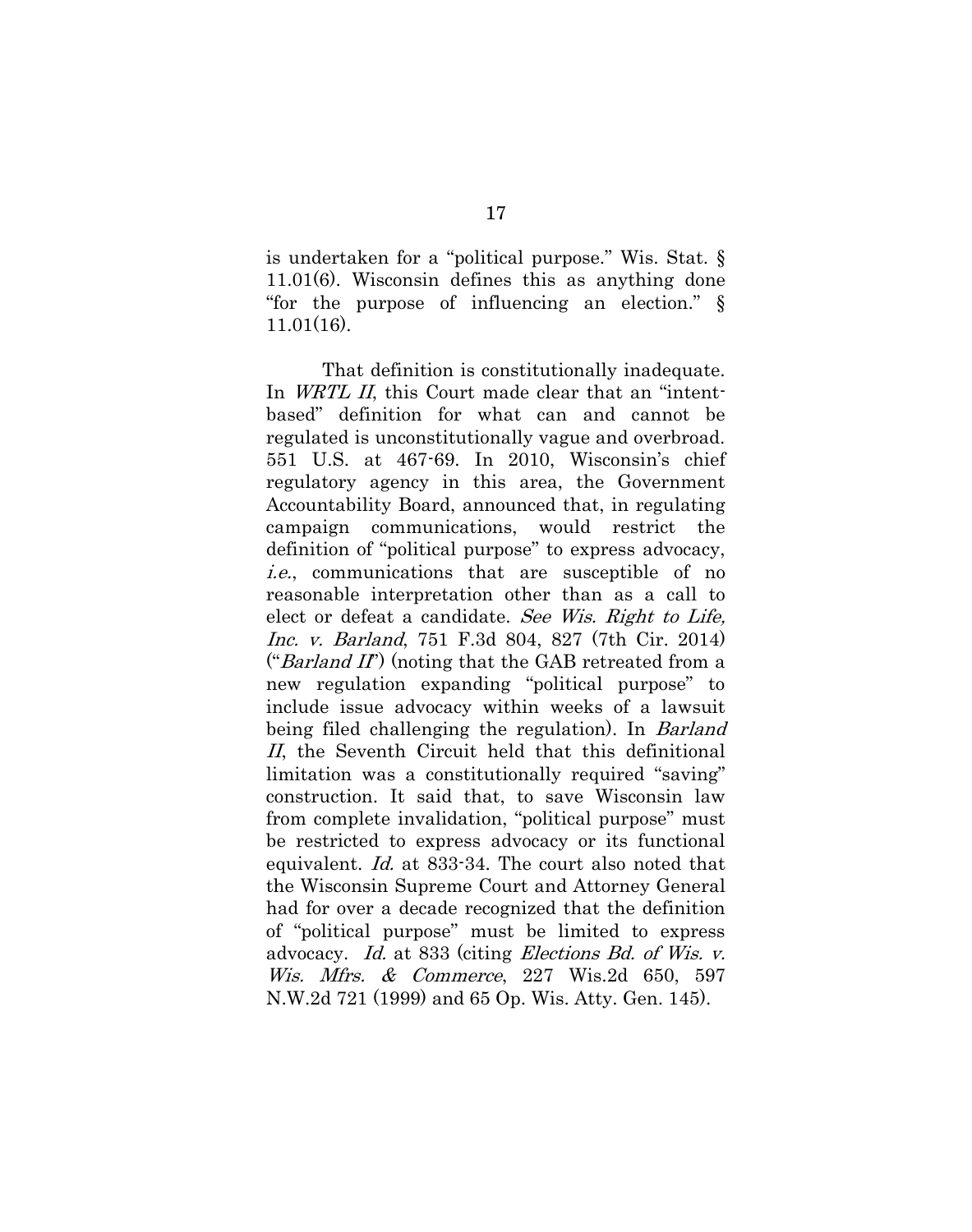is undertaken for a "political purpose." Wis. Stat. § 11.01(6). Wisconsin defines this as anything done "for the purpose of influencing an election." § 11.01(16).

That definition is constitutionally inadequate. In *WRTL II*, this Court made clear that an "intent-based" definition for what can and cannot be regulated is unconstitutionally vague and overbroad. 551 U.S. at 467-69. In 2010, Wisconsin's chief regulatory agency in this area, the Government Accountability Board, announced that, in regulating campaign communications, would restrict the definition of "political purpose" to express advocacy, *i.e.*, communications that are susceptible of no reasonable interpretation other than as a call to elect or defeat a candidate. *See Wis. Right to Life, Inc. v. Barland*, 751 F.3d 804, 827 (7th Cir. 2014) ("*Barland II*") (noting that the GAB retreated from a new regulation expanding "political purpose" to include issue advocacy within weeks of a lawsuit being filed challenging the regulation). In *Barland II*, the Seventh Circuit held that this definitional limitation was a constitutionally required "saving" construction. It said that, to save Wisconsin law from complete invalidation, "political purpose" must be restricted to express advocacy or its functional equivalent. *Id.* at 833-34. The court also noted that the Wisconsin Supreme Court and Attorney General had for over a decade recognized that the definition of "political purpose" must be limited to express advocacy. *Id.* at 833 (citing *Elections Bd. of Wis. v. Wis. Mfrs. & Commerce*, 227 Wis.2d 650, 597 N.W.2d 721 (1999) and 65 Op. Wis. Atty. Gen. 145).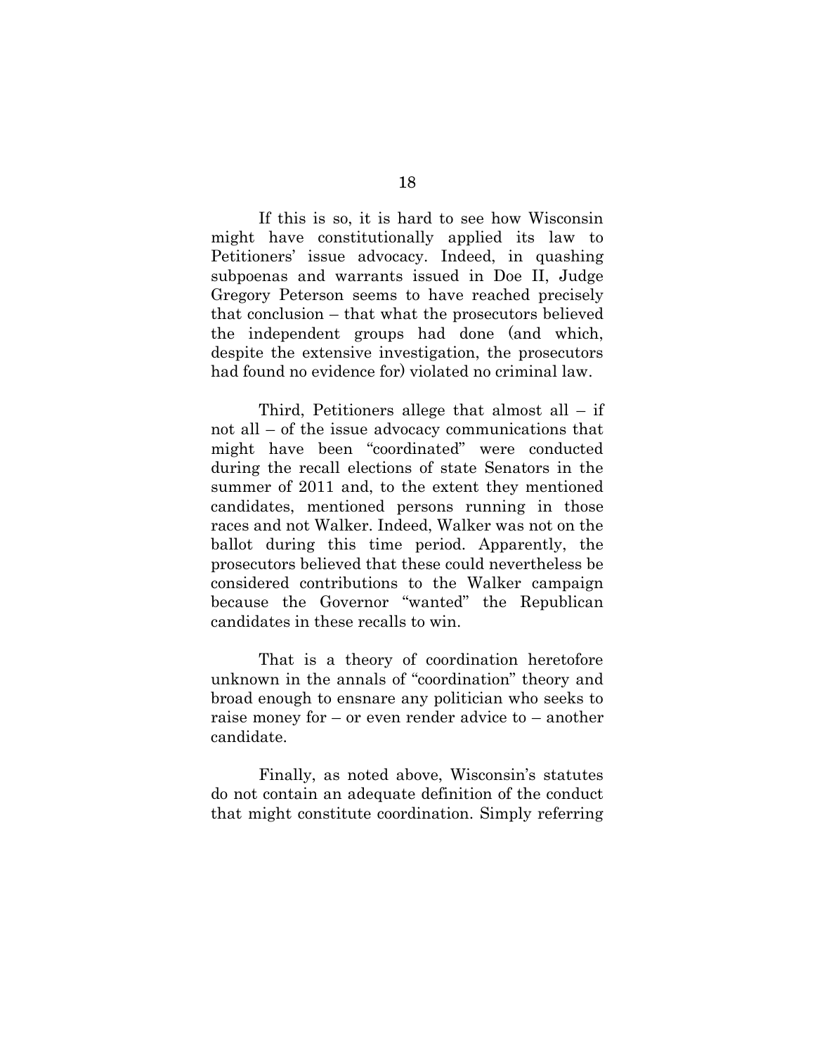If this is so, it is hard to see how Wisconsin might have constitutionally applied its law to Petitioners' issue advocacy. Indeed, in quashing subpoenas and warrants issued in Doe II, Judge Gregory Peterson seems to have reached precisely that conclusion – that what the prosecutors believed the independent groups had done (and which, despite the extensive investigation, the prosecutors had found no evidence for) violated no criminal law.

Third, Petitioners allege that almost all – if not all – of the issue advocacy communications that might have been "coordinated" were conducted during the recall elections of state Senators in the summer of 2011 and, to the extent they mentioned candidates, mentioned persons running in those races and not Walker. Indeed, Walker was not on the ballot during this time period. Apparently, the prosecutors believed that these could nevertheless be considered contributions to the Walker campaign because the Governor "wanted" the Republican candidates in these recalls to win.

That is a theory of coordination heretofore unknown in the annals of "coordination" theory and broad enough to ensnare any politician who seeks to raise money for – or even render advice to – another candidate.

Finally, as noted above, Wisconsin's statutes do not contain an adequate definition of the conduct that might constitute coordination. Simply referring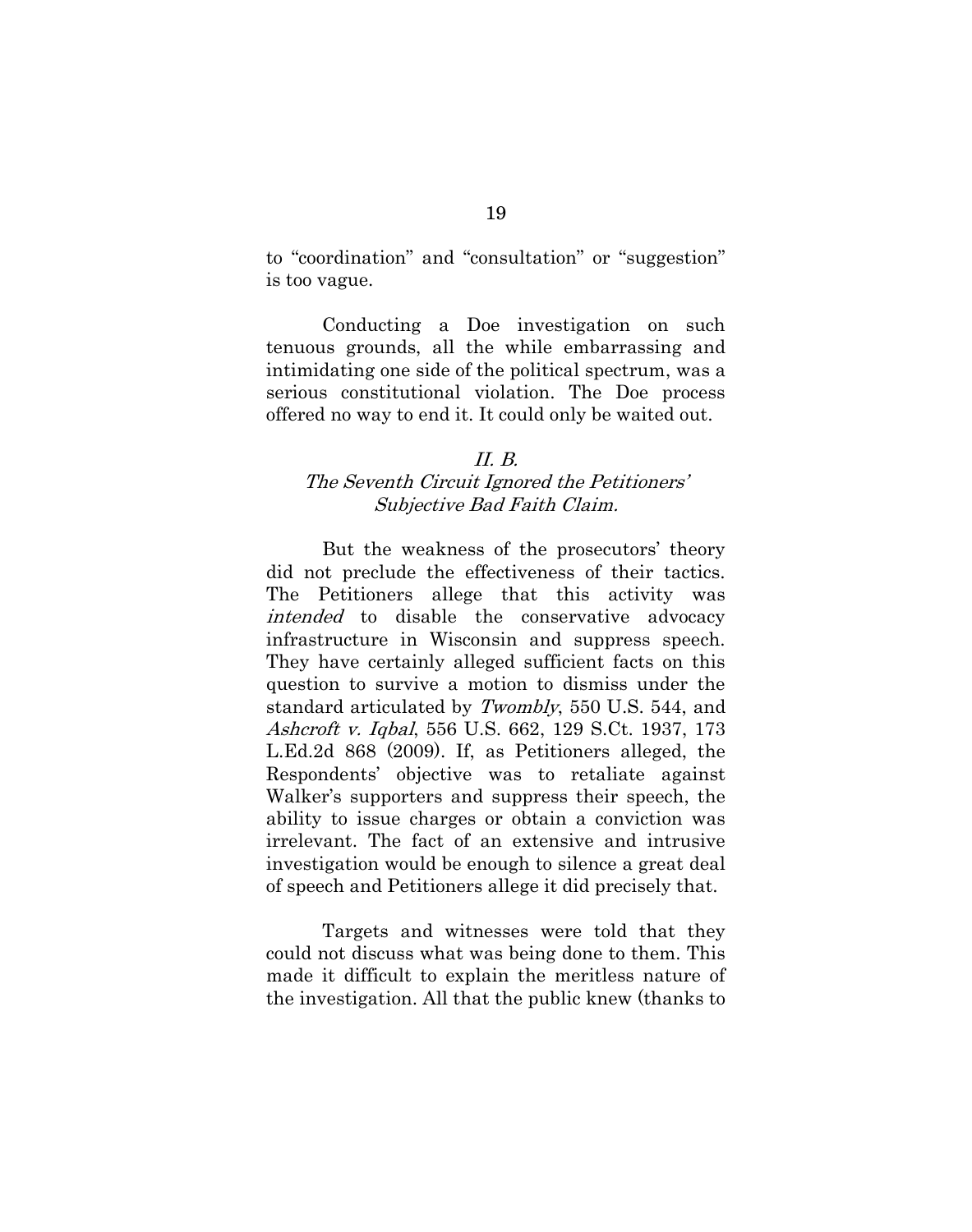to "coordination" and "consultation" or "suggestion" is too vague.

Conducting a Doe investigation on such tenuous grounds, all the while embarrassing and intimidating one side of the political spectrum, was a serious constitutional violation. The Doe process offered no way to end it. It could only be waited out.

### *II. B.*
### *The Seventh Circuit Ignored the Petitioners' Subjective Bad Faith Claim.*

But the weakness of the prosecutors' theory did not preclude the effectiveness of their tactics. The Petitioners allege that this activity was *intended* to disable the conservative advocacy infrastructure in Wisconsin and suppress speech. They have certainly alleged sufficient facts on this question to survive a motion to dismiss under the standard articulated by *Twombly*, 550 U.S. 544, and *Ashcroft v. Iqbal*, 556 U.S. 662, 129 S.Ct. 1937, 173 L.Ed.2d 868 (2009). If, as Petitioners alleged, the Respondents' objective was to retaliate against Walker's supporters and suppress their speech, the ability to issue charges or obtain a conviction was irrelevant. The fact of an extensive and intrusive investigation would be enough to silence a great deal of speech and Petitioners allege it did precisely that.

Targets and witnesses were told that they could not discuss what was being done to them. This made it difficult to explain the meritless nature of the investigation. All that the public knew (thanks to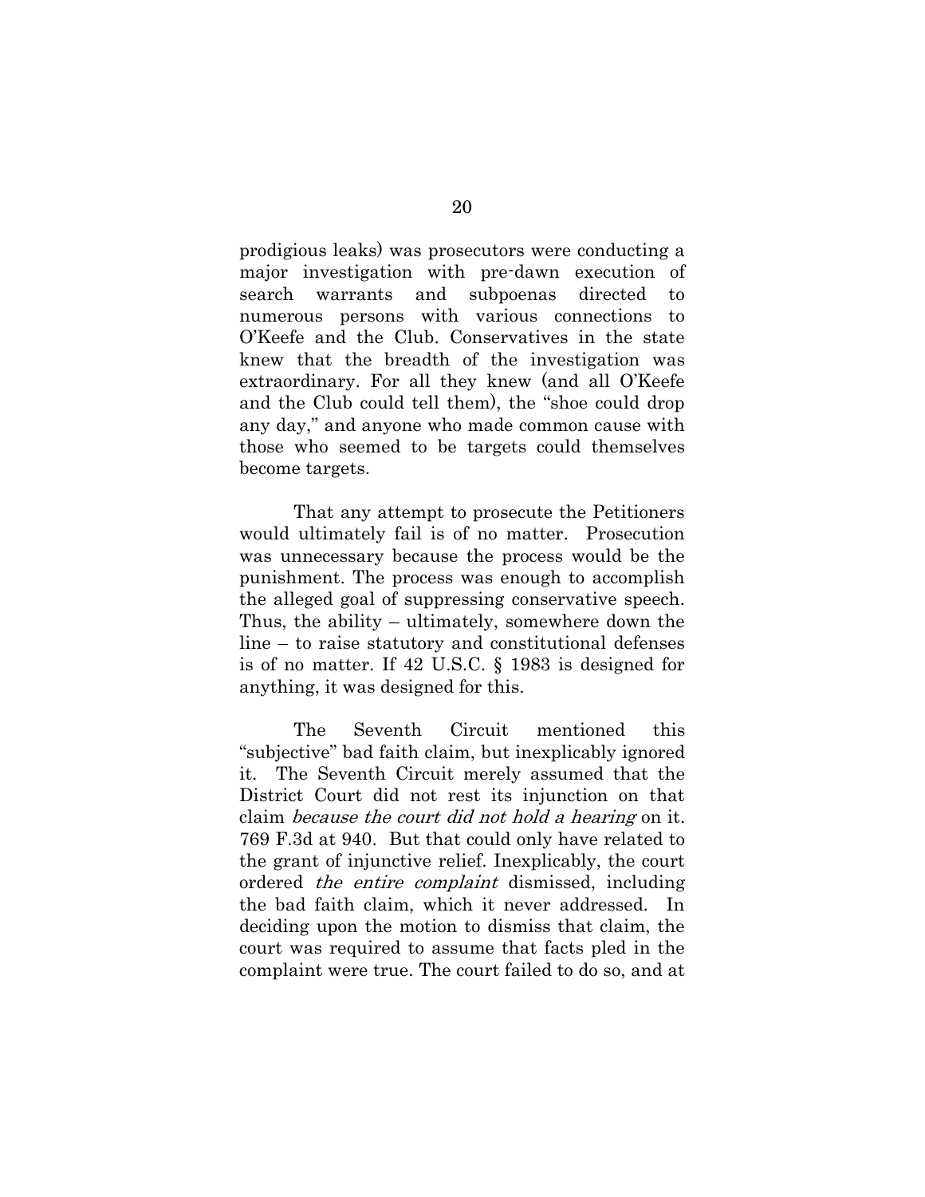prodigious leaks) was prosecutors were conducting a major investigation with pre-dawn execution of search warrants and subpoenas directed to numerous persons with various connections to O'Keefe and the Club. Conservatives in the state knew that the breadth of the investigation was extraordinary. For all they knew (and all O'Keefe and the Club could tell them), the "shoe could drop any day," and anyone who made common cause with those who seemed to be targets could themselves become targets.

That any attempt to prosecute the Petitioners would ultimately fail is of no matter. Prosecution was unnecessary because the process would be the punishment. The process was enough to accomplish the alleged goal of suppressing conservative speech. Thus, the ability – ultimately, somewhere down the line – to raise statutory and constitutional defenses is of no matter. If 42 U.S.C. § 1983 is designed for anything, it was designed for this.

The Seventh Circuit mentioned this "subjective" bad faith claim, but inexplicably ignored it. The Seventh Circuit merely assumed that the District Court did not rest its injunction on that claim *because the court did not hold a hearing* on it. 769 F.3d at 940. But that could only have related to the grant of injunctive relief. Inexplicably, the court ordered *the entire complaint* dismissed, including the bad faith claim, which it never addressed. In deciding upon the motion to dismiss that claim, the court was required to assume that facts pled in the complaint were true. The court failed to do so, and at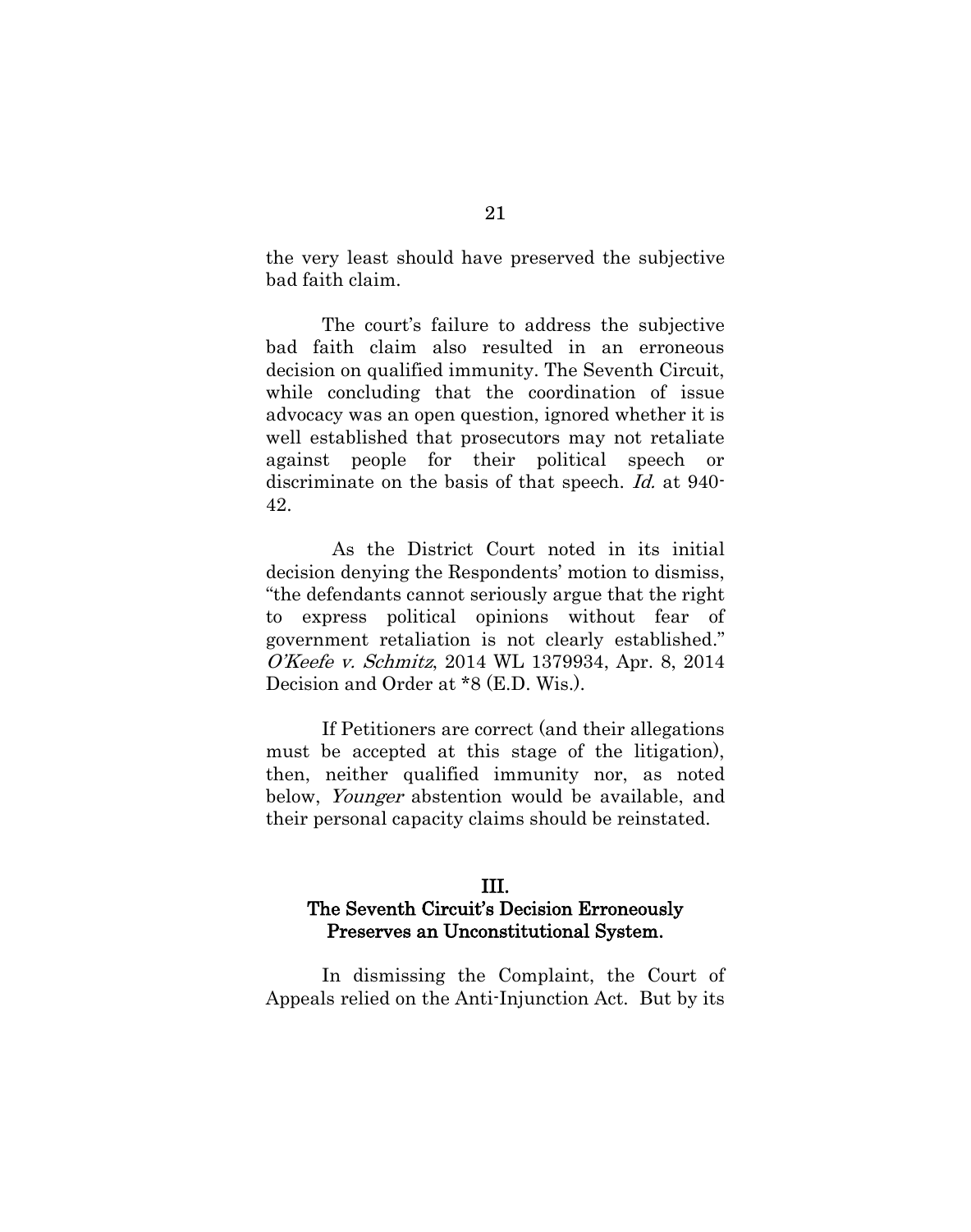the very least should have preserved the subjective bad faith claim.

The court's failure to address the subjective bad faith claim also resulted in an erroneous decision on qualified immunity. The Seventh Circuit, while concluding that the coordination of issue advocacy was an open question, ignored whether it is well established that prosecutors may not retaliate against people for their political speech or discriminate on the basis of that speech. *Id.* at 940-42.

As the District Court noted in its initial decision denying the Respondents' motion to dismiss, "the defendants cannot seriously argue that the right to express political opinions without fear of government retaliation is not clearly established." *O'Keefe v. Schmitz*, 2014 WL 1379934, Apr. 8, 2014 Decision and Order at *8 (E.D. Wis.).

If Petitioners are correct (and their allegations must be accepted at this stage of the litigation), then, neither qualified immunity nor, as noted below, *Younger* abstention would be available, and their personal capacity claims should be reinstated.

## III.
## The Seventh Circuit's Decision Erroneously Preserves an Unconstitutional System.

In dismissing the Complaint, the Court of Appeals relied on the Anti-Injunction Act. But by its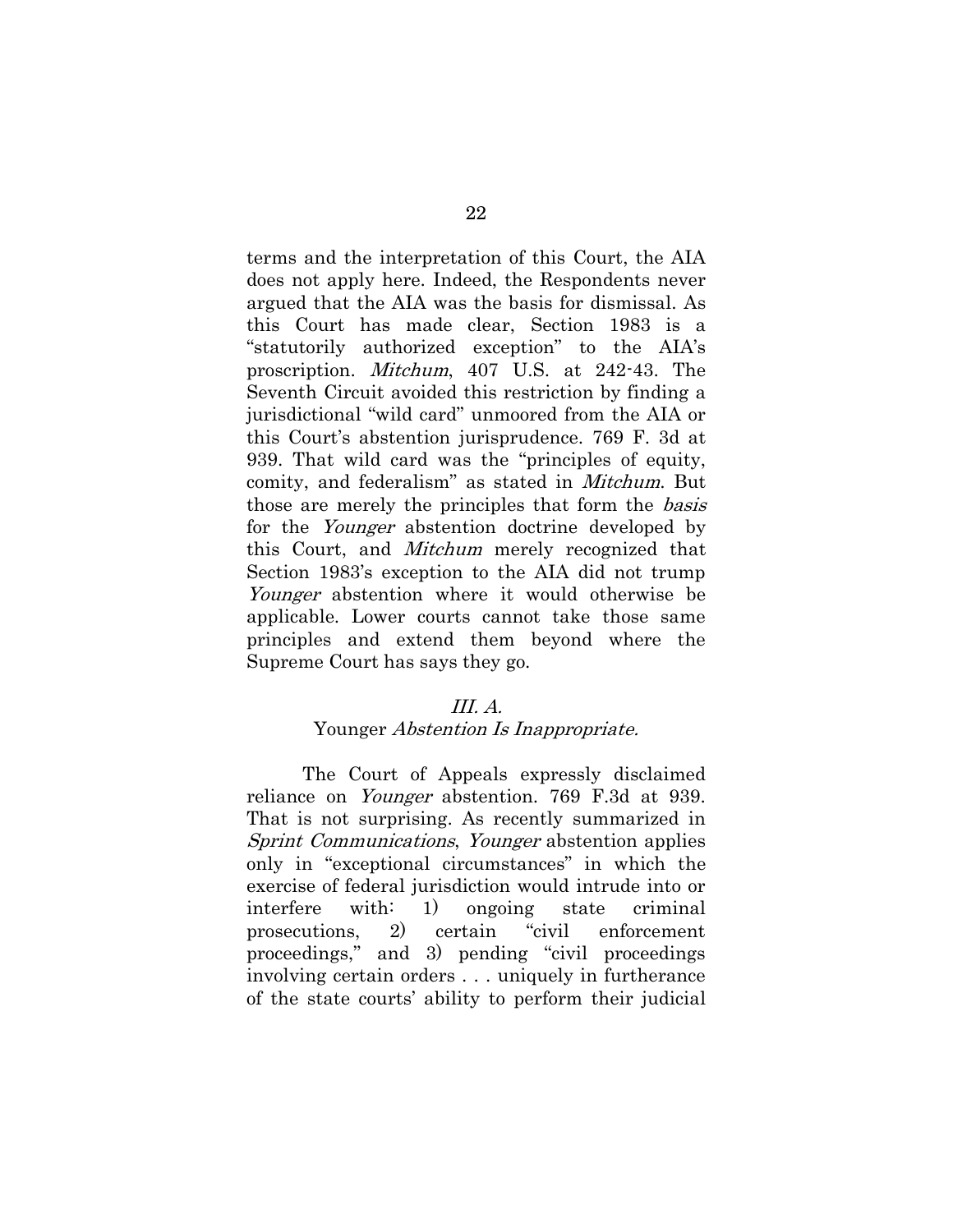terms and the interpretation of this Court, the AIA does not apply here. Indeed, the Respondents never argued that the AIA was the basis for dismissal. As this Court has made clear, Section 1983 is a "statutorily authorized exception" to the AIA's proscription. *Mitchum*, 407 U.S. at 242-43. The Seventh Circuit avoided this restriction by finding a jurisdictional "wild card" unmoored from the AIA or this Court's abstention jurisprudence. 769 F. 3d at 939. That wild card was the "principles of equity, comity, and federalism" as stated in *Mitchum*. But those are merely the principles that form the *basis* for the *Younger* abstention doctrine developed by this Court, and *Mitchum* merely recognized that Section 1983's exception to the AIA did not trump *Younger* abstention where it would otherwise be applicable. Lower courts cannot take those same principles and extend them beyond where the Supreme Court has says they go.

## *III. A.*
## Younger *Abstention Is Inappropriate.*

The Court of Appeals expressly disclaimed reliance on *Younger* abstention. 769 F.3d at 939. That is not surprising. As recently summarized in *Sprint Communications*, *Younger* abstention applies only in "exceptional circumstances" in which the exercise of federal jurisdiction would intrude into or interfere with: 1) ongoing state criminal prosecutions, 2) certain "civil enforcement proceedings," and 3) pending "civil proceedings involving certain orders . . . uniquely in furtherance of the state courts' ability to perform their judicial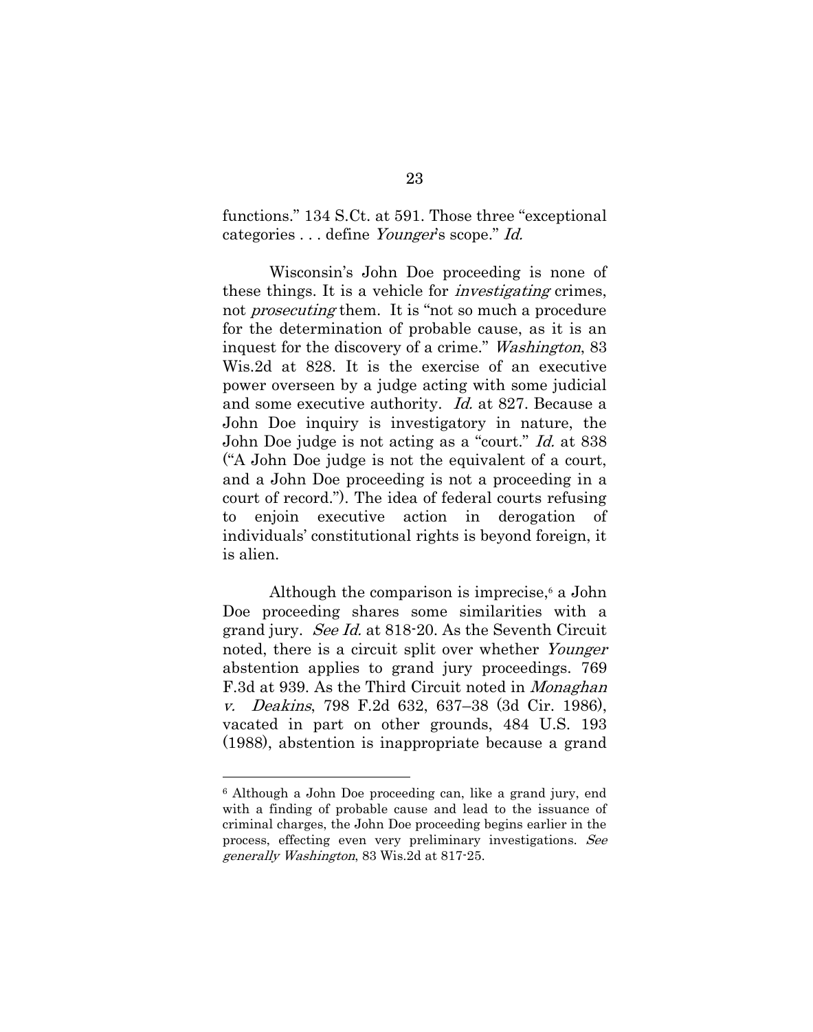functions." 134 S.Ct. at 591. Those three "exceptional categories . . . define *Younger*'s scope." *Id.*

Wisconsin's John Doe proceeding is none of these things. It is a vehicle for *investigating* crimes, not *prosecuting* them. It is "not so much a procedure for the determination of probable cause, as it is an inquest for the discovery of a crime." *Washington*, 83 Wis.2d at 828. It is the exercise of an executive power overseen by a judge acting with some judicial and some executive authority. *Id.* at 827. Because a John Doe inquiry is investigatory in nature, the John Doe judge is not acting as a "court." *Id.* at 838 ("A John Doe judge is not the equivalent of a court, and a John Doe proceeding is not a proceeding in a court of record."). The idea of federal courts refusing to enjoin executive action in derogation of individuals' constitutional rights is beyond foreign, it is alien.

Although the comparison is imprecise,[6] a John Doe proceeding shares some similarities with a grand jury. *See Id.* at 818-20. As the Seventh Circuit noted, there is a circuit split over whether *Younger* abstention applies to grand jury proceedings. 769 F.3d at 939. As the Third Circuit noted in *Monaghan v. Deakins*, 798 F.2d 632, 637–38 (3d Cir. 1986), vacated in part on other grounds, 484 U.S. 193 (1988), abstention is inappropriate because a grand

---

[6] Although a John Doe proceeding can, like a grand jury, end with a finding of probable cause and lead to the issuance of criminal charges, the John Doe proceeding begins earlier in the process, effecting even very preliminary investigations. *See generally Washington*, 83 Wis.2d at 817-25.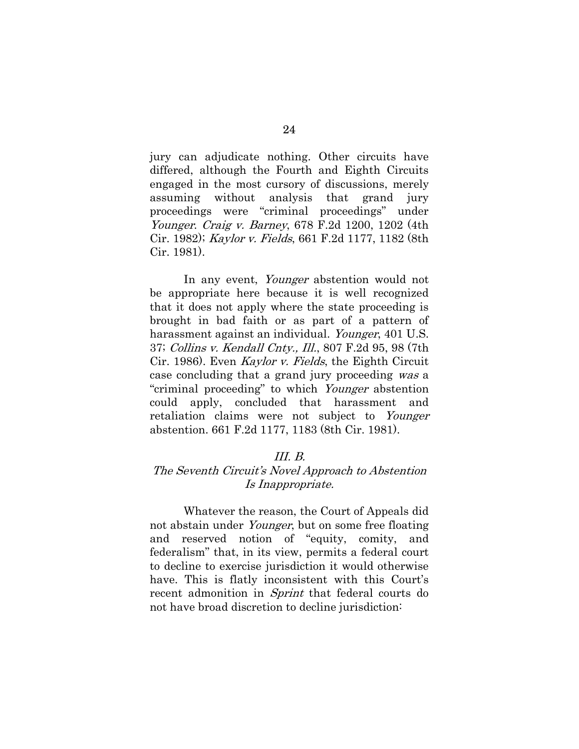jury can adjudicate nothing. Other circuits have differed, although the Fourth and Eighth Circuits engaged in the most cursory of discussions, merely assuming without analysis that grand jury proceedings were "criminal proceedings" under *Younger*. *Craig v. Barney*, 678 F.2d 1200, 1202 (4th Cir. 1982); *Kaylor v. Fields*, 661 F.2d 1177, 1182 (8th Cir. 1981).

In any event, *Younger* abstention would not be appropriate here because it is well recognized that it does not apply where the state proceeding is brought in bad faith or as part of a pattern of harassment against an individual. *Younger*, 401 U.S. 37; *Collins v. Kendall Cnty., Ill.*, 807 F.2d 95, 98 (7th Cir. 1986). Even *Kaylor v. Fields*, the Eighth Circuit case concluding that a grand jury proceeding *was* a "criminal proceeding" to which *Younger* abstention could apply, concluded that harassment and retaliation claims were not subject to *Younger* abstention. 661 F.2d 1177, 1183 (8th Cir. 1981).

### *III. B.*
### *The Seventh Circuit's Novel Approach to Abstention Is Inappropriate.*

Whatever the reason, the Court of Appeals did not abstain under *Younger*, but on some free floating and reserved notion of "equity, comity, and federalism" that, in its view, permits a federal court to decline to exercise jurisdiction it would otherwise have. This is flatly inconsistent with this Court's recent admonition in *Sprint* that federal courts do not have broad discretion to decline jurisdiction: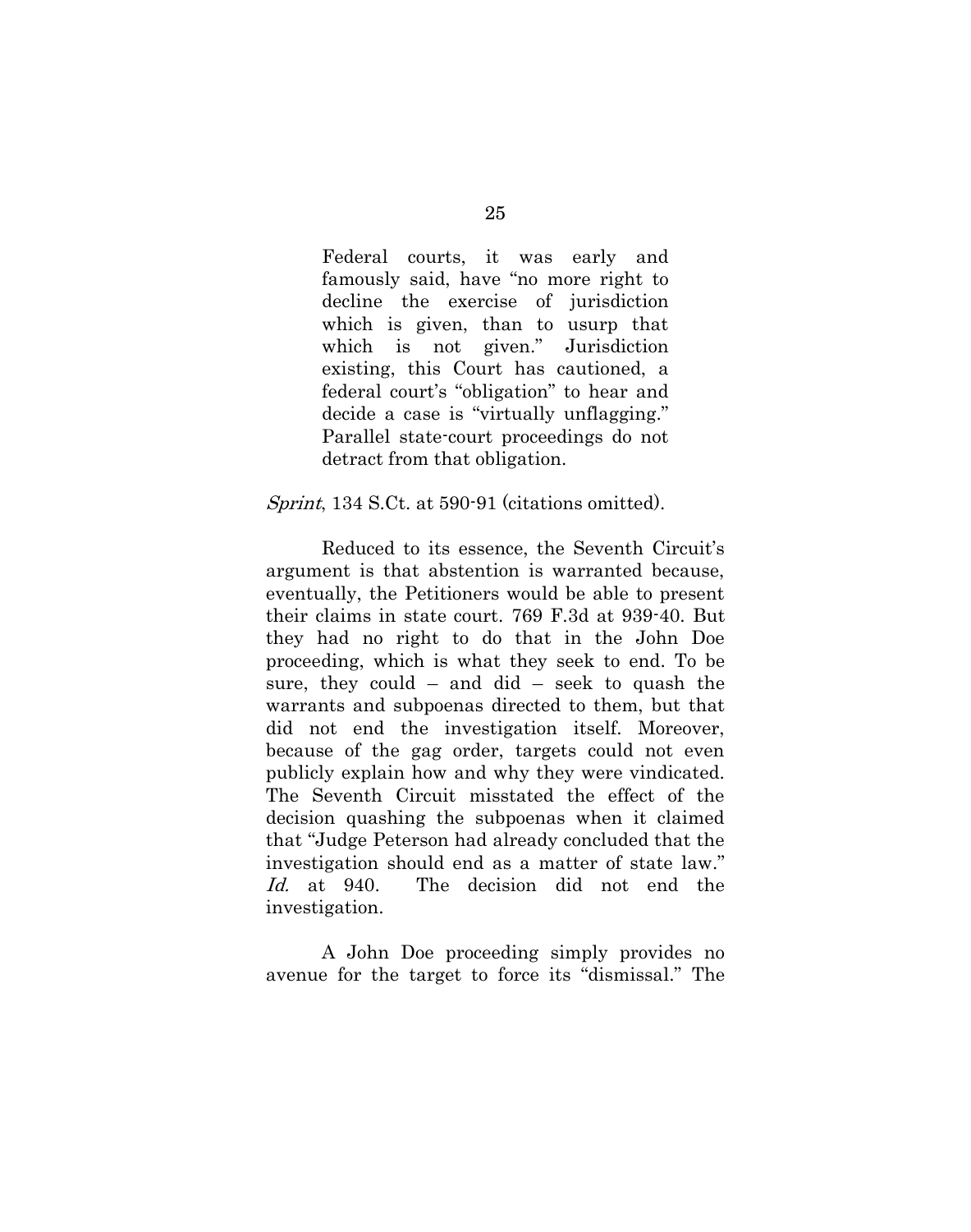> Federal courts, it was early and famously said, have "no more right to decline the exercise of jurisdiction which is given, than to usurp that which is not given." Jurisdiction existing, this Court has cautioned, a federal court's "obligation" to hear and decide a case is "virtually unflagging." Parallel state-court proceedings do not detract from that obligation.

*Sprint*, 134 S.Ct. at 590-91 (citations omitted).

Reduced to its essence, the Seventh Circuit's argument is that abstention is warranted because, eventually, the Petitioners would be able to present their claims in state court. 769 F.3d at 939-40. But they had no right to do that in the John Doe proceeding, which is what they seek to end. To be sure, they could – and did – seek to quash the warrants and subpoenas directed to them, but that did not end the investigation itself. Moreover, because of the gag order, targets could not even publicly explain how and why they were vindicated. The Seventh Circuit misstated the effect of the decision quashing the subpoenas when it claimed that "Judge Peterson had already concluded that the investigation should end as a matter of state law." *Id.* at 940. The decision did not end the investigation.

A John Doe proceeding simply provides no avenue for the target to force its "dismissal." The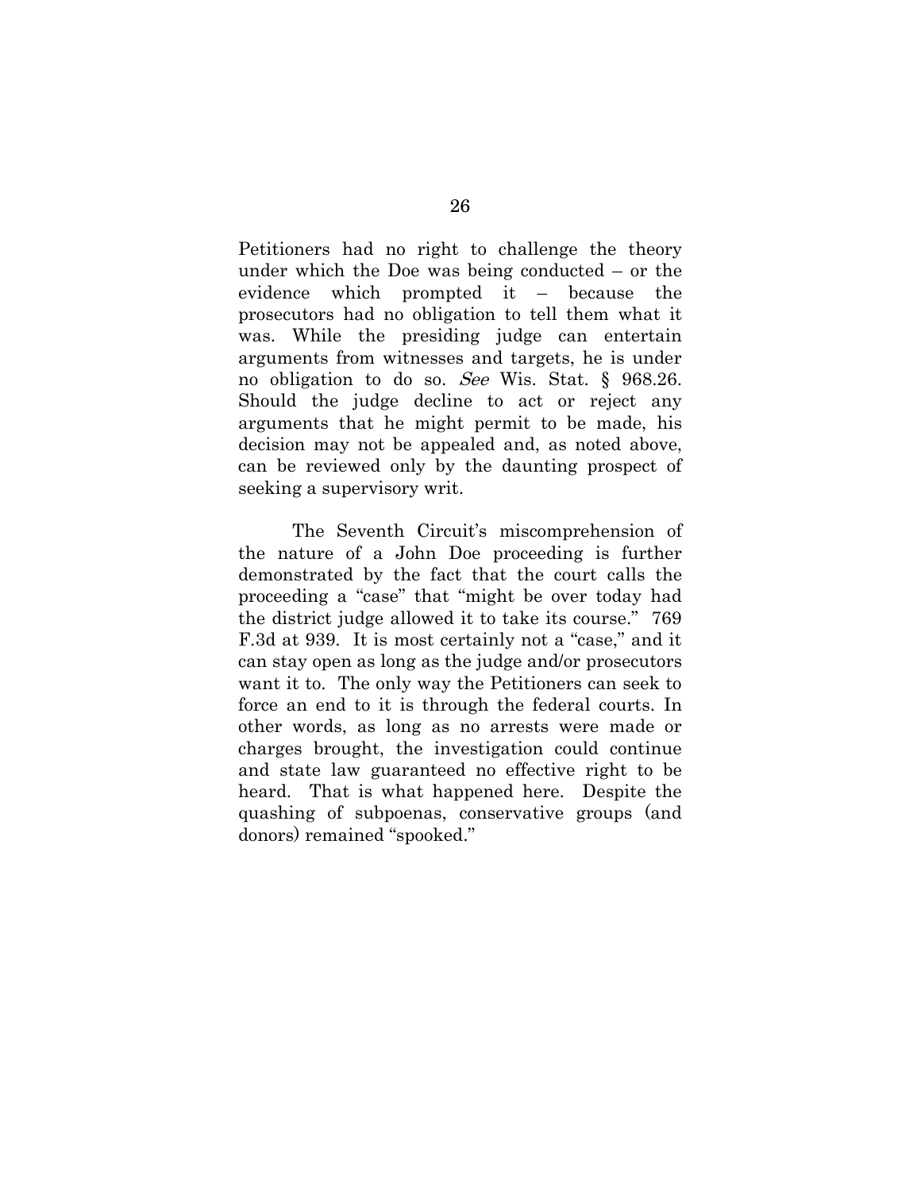Petitioners had no right to challenge the theory under which the Doe was being conducted – or the evidence which prompted it – because the prosecutors had no obligation to tell them what it was. While the presiding judge can entertain arguments from witnesses and targets, he is under no obligation to do so. *See* Wis. Stat. § 968.26. Should the judge decline to act or reject any arguments that he might permit to be made, his decision may not be appealed and, as noted above, can be reviewed only by the daunting prospect of seeking a supervisory writ.

The Seventh Circuit's miscomprehension of the nature of a John Doe proceeding is further demonstrated by the fact that the court calls the proceeding a "case" that "might be over today had the district judge allowed it to take its course." 769 F.3d at 939. It is most certainly not a "case," and it can stay open as long as the judge and/or prosecutors want it to. The only way the Petitioners can seek to force an end to it is through the federal courts. In other words, as long as no arrests were made or charges brought, the investigation could continue and state law guaranteed no effective right to be heard. That is what happened here. Despite the quashing of subpoenas, conservative groups (and donors) remained "spooked."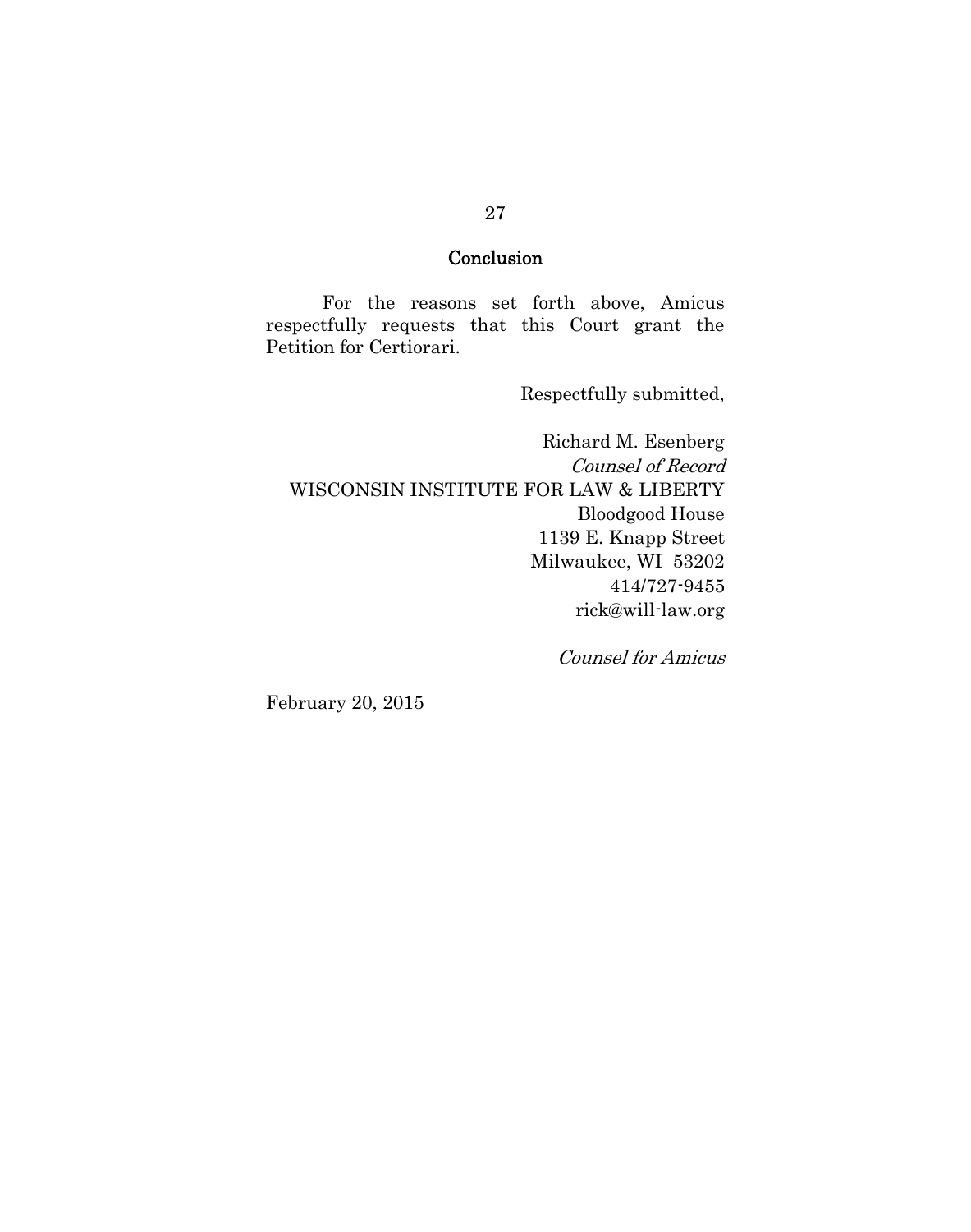## Conclusion

For the reasons set forth above, Amicus respectfully requests that this Court grant the Petition for Certiorari.

Respectfully submitted,

Richard M. Esenberg
*Counsel of Record*
WISCONSIN INSTITUTE FOR LAW & LIBERTY
Bloodgood House
1139 E. Knapp Street
Milwaukee, WI 53202
414/727-9455
rick@will-law.org

*Counsel for Amicus*

February 20, 2015